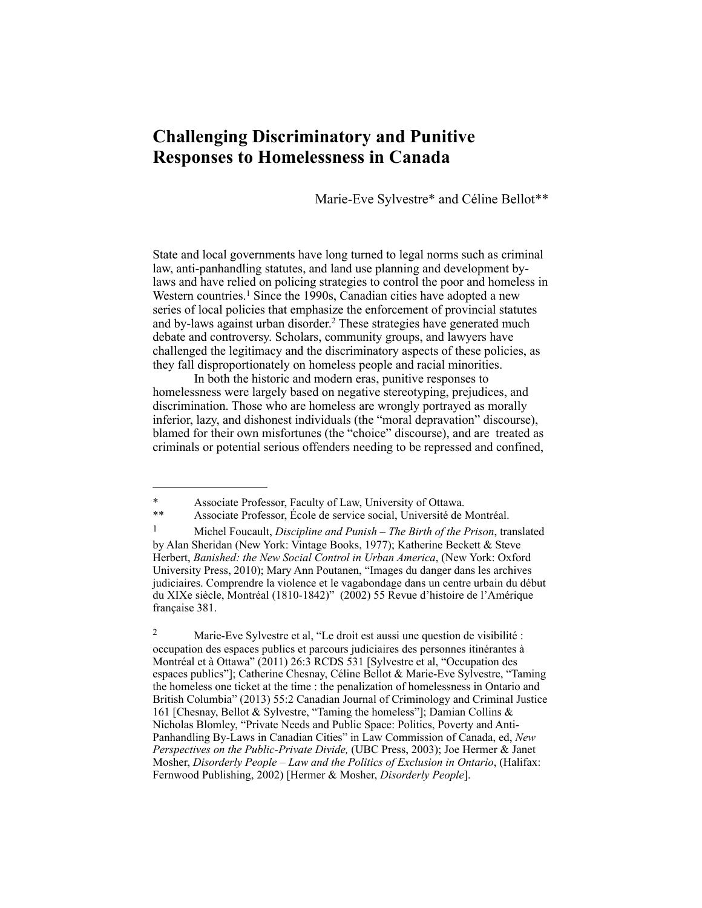# Challenging Discriminatory and Punitive Responses to Homelessness in Canada

Marie-Eve Sylvestre* and Céline Bellot**

State and local governments have long turned to legal norms such as criminal law, anti-panhandling statutes, and land use planning and development by-laws and have relied on policing strategies to control the poor and homeless in Western countries.[1] Since the 1990s, Canadian cities have adopted a new series of local policies that emphasize the enforcement of provincial statutes and by-laws against urban disorder.[2] These strategies have generated much debate and controversy. Scholars, community groups, and lawyers have challenged the legitimacy and the discriminatory aspects of these policies, as they fall disproportionately on homeless people and racial minorities.

In both the historic and modern eras, punitive responses to homelessness were largely based on negative stereotyping, prejudices, and discrimination. Those who are homeless are wrongly portrayed as morally inferior, lazy, and dishonest individuals (the "moral depravation" discourse), blamed for their own misfortunes (the "choice" discourse), and are treated as criminals or potential serious offenders needing to be repressed and confined,

---

\* Associate Professor, Faculty of Law, University of Ottawa.

\** Associate Professor, École de service social, Université de Montréal.

1 Michel Foucault, *Discipline and Punish – The Birth of the Prison*, translated by Alan Sheridan (New York: Vintage Books, 1977); Katherine Beckett & Steve Herbert, *Banished: the New Social Control in Urban America*, (New York: Oxford University Press, 2010); Mary Ann Poutanen, "Images du danger dans les archives judiciaires. Comprendre la violence et le vagabondage dans un centre urbain du début du XIXe siècle, Montréal (1810-1842)" (2002) 55 Revue d'histoire de l'Amérique française 381.

2 Marie-Eve Sylvestre et al, "Le droit est aussi une question de visibilité : occupation des espaces publics et parcours judiciaires des personnes itinérantes à Montréal et à Ottawa" (2011) 26:3 RCDS 531 [Sylvestre et al, "Occupation des espaces publics"]; Catherine Chesnay, Céline Bellot & Marie-Eve Sylvestre, "Taming the homeless one ticket at the time : the penalization of homelessness in Ontario and British Columbia" (2013) 55:2 Canadian Journal of Criminology and Criminal Justice 161 [Chesnay, Bellot & Sylvestre, "Taming the homeless"]; Damian Collins & Nicholas Blomley, "Private Needs and Public Space: Politics, Poverty and Anti-Panhandling By-Laws in Canadian Cities" in Law Commission of Canada, ed, *New Perspectives on the Public-Private Divide,* (UBC Press, 2003); Joe Hermer & Janet Mosher, *Disorderly People – Law and the Politics of Exclusion in Ontario*, (Halifax: Fernwood Publishing, 2002) [Hermer & Mosher, *Disorderly People*].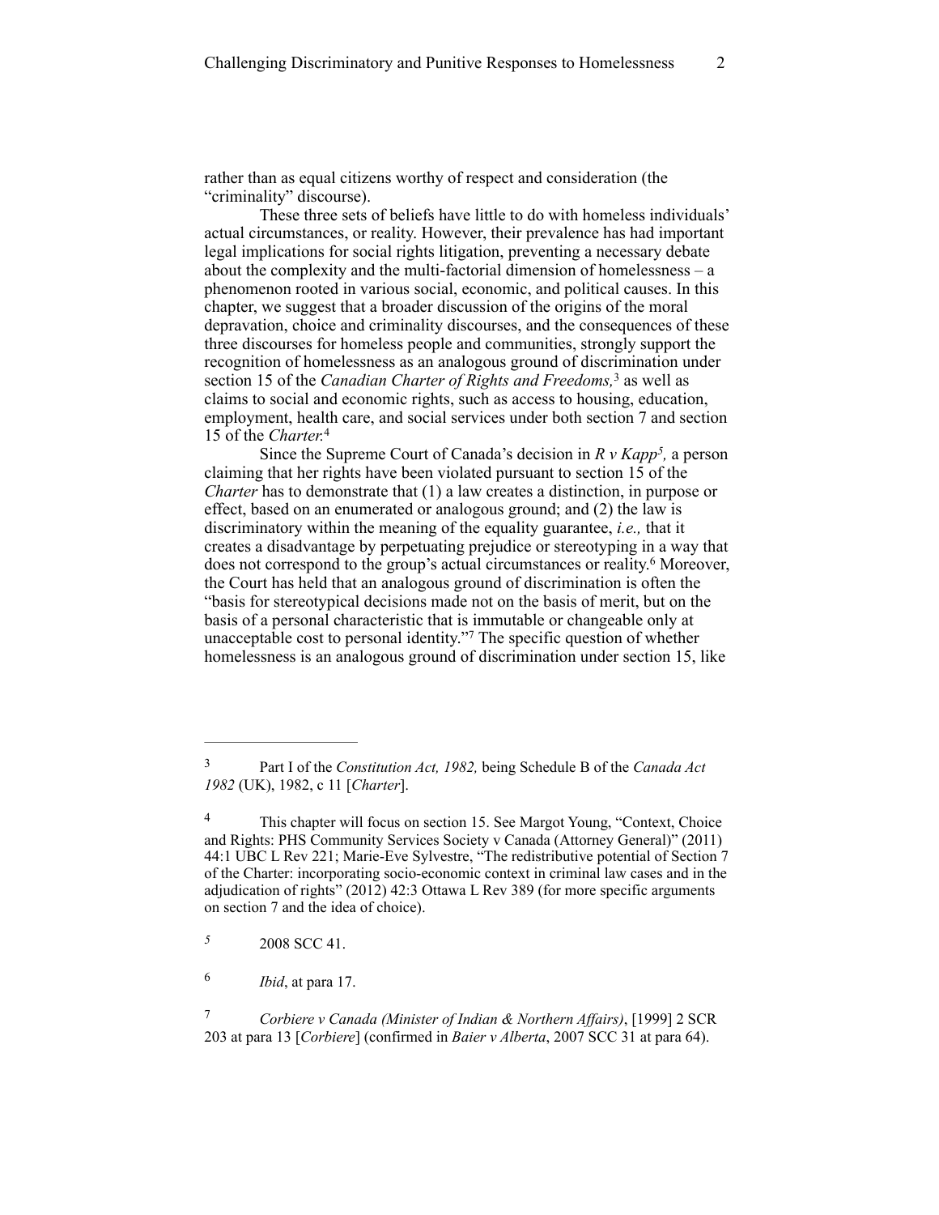rather than as equal citizens worthy of respect and consideration (the "criminality" discourse).

These three sets of beliefs have little to do with homeless individuals' actual circumstances, or reality. However, their prevalence has had important legal implications for social rights litigation, preventing a necessary debate about the complexity and the multi-factorial dimension of homelessness – a phenomenon rooted in various social, economic, and political causes. In this chapter, we suggest that a broader discussion of the origins of the moral depravation, choice and criminality discourses, and the consequences of these three discourses for homeless people and communities, strongly support the recognition of homelessness as an analogous ground of discrimination under section 15 of the *Canadian Charter of Rights and Freedoms,*[3] as well as claims to social and economic rights, such as access to housing, education, employment, health care, and social services under both section 7 and section 15 of the *Charter.*[4]

Since the Supreme Court of Canada's decision in *R v Kapp*[5]*,* a person claiming that her rights have been violated pursuant to section 15 of the *Charter* has to demonstrate that (1) a law creates a distinction, in purpose or effect, based on an enumerated or analogous ground; and (2) the law is discriminatory within the meaning of the equality guarantee, *i.e.,* that it creates a disadvantage by perpetuating prejudice or stereotyping in a way that does not correspond to the group's actual circumstances or reality.[6] Moreover, the Court has held that an analogous ground of discrimination is often the "basis for stereotypical decisions made not on the basis of merit, but on the basis of a personal characteristic that is immutable or changeable only at unacceptable cost to personal identity."[7] The specific question of whether homelessness is an analogous ground of discrimination under section 15, like

---

[3] Part I of the *Constitution Act, 1982,* being Schedule B of the *Canada Act 1982* (UK), 1982, c 11 [*Charter*].

[4] This chapter will focus on section 15. See Margot Young, "Context, Choice and Rights: PHS Community Services Society v Canada (Attorney General)" (2011) 44:1 UBC L Rev 221; Marie-Eve Sylvestre, "The redistributive potential of Section 7 of the Charter: incorporating socio-economic context in criminal law cases and in the adjudication of rights" (2012) 42:3 Ottawa L Rev 389 (for more specific arguments on section 7 and the idea of choice).

[5] 2008 SCC 41.

[6] *Ibid*, at para 17.

[7] *Corbiere v Canada (Minister of Indian & Northern Affairs)*, [1999] 2 SCR 203 at para 13 [*Corbiere*] (confirmed in *Baier v Alberta*, 2007 SCC 31 at para 64).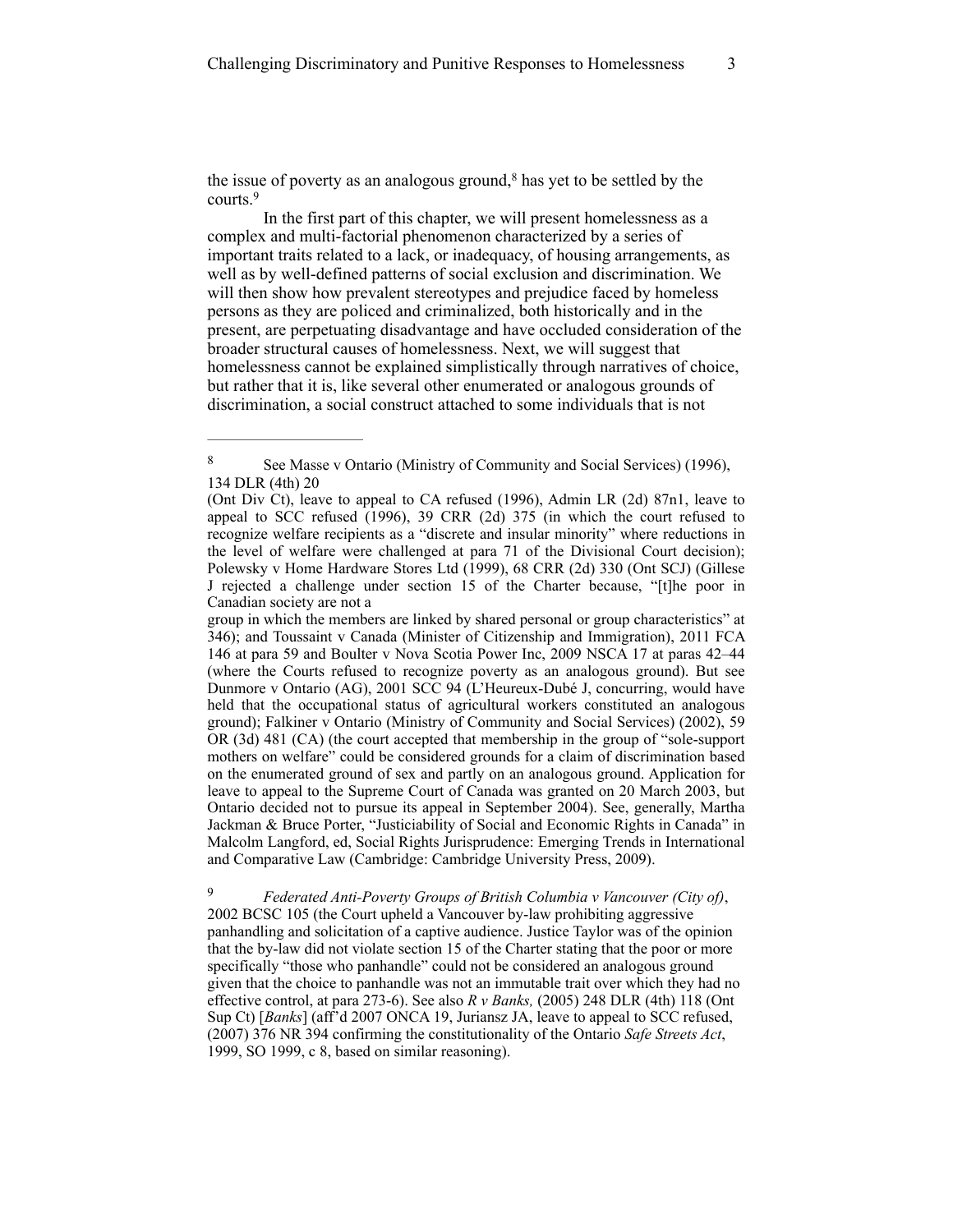the issue of poverty as an analogous ground,[8] has yet to be settled by the courts.[9]

In the first part of this chapter, we will present homelessness as a complex and multi-factorial phenomenon characterized by a series of important traits related to a lack, or inadequacy, of housing arrangements, as well as by well-defined patterns of social exclusion and discrimination. We will then show how prevalent stereotypes and prejudice faced by homeless persons as they are policed and criminalized, both historically and in the present, are perpetuating disadvantage and have occluded consideration of the broader structural causes of homelessness. Next, we will suggest that homelessness cannot be explained simplistically through narratives of choice, but rather that it is, like several other enumerated or analogous grounds of discrimination, a social construct attached to some individuals that is not

---

[8] See Masse v Ontario (Ministry of Community and Social Services) (1996), 134 DLR (4th) 20 (Ont Div Ct), leave to appeal to CA refused (1996), Admin LR (2d) 87n1, leave to appeal to SCC refused (1996), 39 CRR (2d) 375 (in which the court refused to recognize welfare recipients as a "discrete and insular minority" where reductions in the level of welfare were challenged at para 71 of the Divisional Court decision); Polewsky v Home Hardware Stores Ltd (1999), 68 CRR (2d) 330 (Ont SCJ) (Gillese J rejected a challenge under section 15 of the Charter because, "[t]he poor in Canadian society are not a group in which the members are linked by shared personal or group characteristics" at 346); and Toussaint v Canada (Minister of Citizenship and Immigration), 2011 FCA 146 at para 59 and Boulter v Nova Scotia Power Inc, 2009 NSCA 17 at paras 42–44 (where the Courts refused to recognize poverty as an analogous ground). But see Dunmore v Ontario (AG), 2001 SCC 94 (L'Heureux-Dubé J, concurring, would have held that the occupational status of agricultural workers constituted an analogous ground); Falkiner v Ontario (Ministry of Community and Social Services) (2002), 59 OR (3d) 481 (CA) (the court accepted that membership in the group of "sole-support mothers on welfare" could be considered grounds for a claim of discrimination based on the enumerated ground of sex and partly on an analogous ground. Application for leave to appeal to the Supreme Court of Canada was granted on 20 March 2003, but Ontario decided not to pursue its appeal in September 2004). See, generally, Martha Jackman & Bruce Porter, "Justiciability of Social and Economic Rights in Canada" in Malcolm Langford, ed, Social Rights Jurisprudence: Emerging Trends in International and Comparative Law (Cambridge: Cambridge University Press, 2009).

[9] *Federated Anti-Poverty Groups of British Columbia v Vancouver (City of)*, 2002 BCSC 105 (the Court upheld a Vancouver by-law prohibiting aggressive panhandling and solicitation of a captive audience. Justice Taylor was of the opinion that the by-law did not violate section 15 of the Charter stating that the poor or more specifically "those who panhandle" could not be considered an analogous ground given that the choice to panhandle was not an immutable trait over which they had no effective control, at para 273-6). See also *R v Banks,* (2005) 248 DLR (4th) 118 (Ont Sup Ct) [*Banks*] (aff'd 2007 ONCA 19, Juriansz JA, leave to appeal to SCC refused, (2007) 376 NR 394 confirming the constitutionality of the Ontario *Safe Streets Act*, 1999, SO 1999, c 8, based on similar reasoning).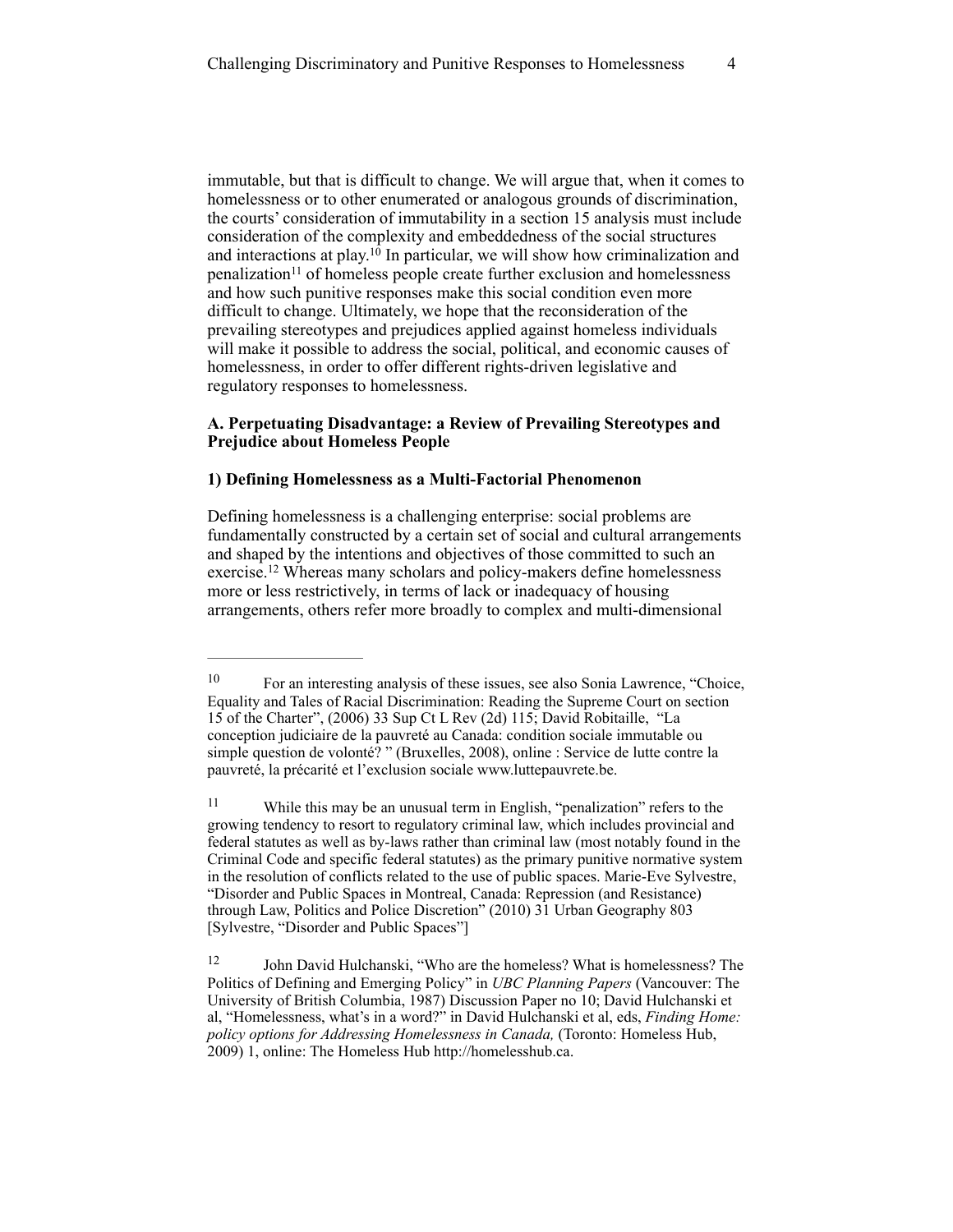immutable, but that is difficult to change. We will argue that, when it comes to homelessness or to other enumerated or analogous grounds of discrimination, the courts' consideration of immutability in a section 15 analysis must include consideration of the complexity and embeddedness of the social structures and interactions at play.[10] In particular, we will show how criminalization and penalization[11] of homeless people create further exclusion and homelessness and how such punitive responses make this social condition even more difficult to change. Ultimately, we hope that the reconsideration of the prevailing stereotypes and prejudices applied against homeless individuals will make it possible to address the social, political, and economic causes of homelessness, in order to offer different rights-driven legislative and regulatory responses to homelessness.

## A. Perpetuating Disadvantage: a Review of Prevailing Stereotypes and Prejudice about Homeless People

### 1) Defining Homelessness as a Multi-Factorial Phenomenon

Defining homelessness is a challenging enterprise: social problems are fundamentally constructed by a certain set of social and cultural arrangements and shaped by the intentions and objectives of those committed to such an exercise.[12] Whereas many scholars and policy-makers define homelessness more or less restrictively, in terms of lack or inadequacy of housing arrangements, others refer more broadly to complex and multi-dimensional

---

[10] For an interesting analysis of these issues, see also Sonia Lawrence, "Choice, Equality and Tales of Racial Discrimination: Reading the Supreme Court on section 15 of the Charter", (2006) 33 Sup Ct L Rev (2d) 115; David Robitaille, "La conception judiciaire de la pauvreté au Canada: condition sociale immutable ou simple question de volonté? " (Bruxelles, 2008), online : Service de lutte contre la pauvreté, la précarité et l'exclusion sociale www.luttepauvrete.be.

[11] While this may be an unusual term in English, "penalization" refers to the growing tendency to resort to regulatory criminal law, which includes provincial and federal statutes as well as by-laws rather than criminal law (most notably found in the Criminal Code and specific federal statutes) as the primary punitive normative system in the resolution of conflicts related to the use of public spaces. Marie-Eve Sylvestre, "Disorder and Public Spaces in Montreal, Canada: Repression (and Resistance) through Law, Politics and Police Discretion" (2010) 31 Urban Geography 803 [Sylvestre, "Disorder and Public Spaces"]

[12] John David Hulchanski, "Who are the homeless? What is homelessness? The Politics of Defining and Emerging Policy" in *UBC Planning Papers* (Vancouver: The University of British Columbia, 1987) Discussion Paper no 10; David Hulchanski et al, "Homelessness, what's in a word?" in David Hulchanski et al, eds, *Finding Home: policy options for Addressing Homelessness in Canada,* (Toronto: Homeless Hub, 2009) 1, online: The Homeless Hub http://homelesshub.ca.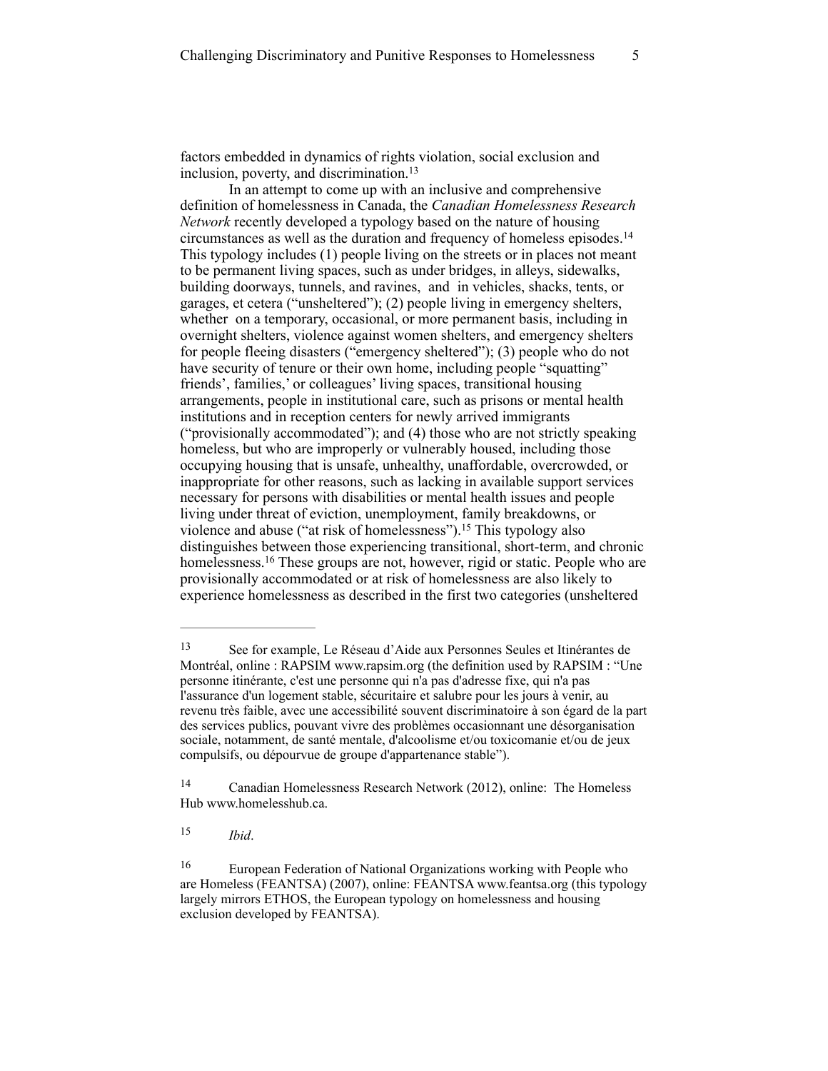factors embedded in dynamics of rights violation, social exclusion and inclusion, poverty, and discrimination.[13]

In an attempt to come up with an inclusive and comprehensive definition of homelessness in Canada, the *Canadian Homelessness Research Network* recently developed a typology based on the nature of housing circumstances as well as the duration and frequency of homeless episodes.[14] This typology includes (1) people living on the streets or in places not meant to be permanent living spaces, such as under bridges, in alleys, sidewalks, building doorways, tunnels, and ravines, and in vehicles, shacks, tents, or garages, et cetera ("unsheltered"); (2) people living in emergency shelters, whether on a temporary, occasional, or more permanent basis, including in overnight shelters, violence against women shelters, and emergency shelters for people fleeing disasters ("emergency sheltered"); (3) people who do not have security of tenure or their own home, including people "squatting" friends', families,' or colleagues' living spaces, transitional housing arrangements, people in institutional care, such as prisons or mental health institutions and in reception centers for newly arrived immigrants ("provisionally accommodated"); and (4) those who are not strictly speaking homeless, but who are improperly or vulnerably housed, including those occupying housing that is unsafe, unhealthy, unaffordable, overcrowded, or inappropriate for other reasons, such as lacking in available support services necessary for persons with disabilities or mental health issues and people living under threat of eviction, unemployment, family breakdowns, or violence and abuse ("at risk of homelessness").[15] This typology also distinguishes between those experiencing transitional, short-term, and chronic homelessness.[16] These groups are not, however, rigid or static. People who are provisionally accommodated or at risk of homelessness are also likely to experience homelessness as described in the first two categories (unsheltered

---

[13] See for example, Le Réseau d'Aide aux Personnes Seules et Itinérantes de Montréal, online : RAPSIM www.rapsim.org (the definition used by RAPSIM : "Une personne itinérante, c'est une personne qui n'a pas d'adresse fixe, qui n'a pas l'assurance d'un logement stable, sécuritaire et salubre pour les jours à venir, au revenu très faible, avec une accessibilité souvent discriminatoire à son égard de la part des services publics, pouvant vivre des problèmes occasionnant une désorganisation sociale, notamment, de santé mentale, d'alcoolisme et/ou toxicomanie et/ou de jeux compulsifs, ou dépourvue de groupe d'appartenance stable").

[14] Canadian Homelessness Research Network (2012), online: The Homeless Hub www.homelesshub.ca.

[15] *Ibid*.

[16] European Federation of National Organizations working with People who are Homeless (FEANTSA) (2007), online: FEANTSA www.feantsa.org (this typology largely mirrors ETHOS, the European typology on homelessness and housing exclusion developed by FEANTSA).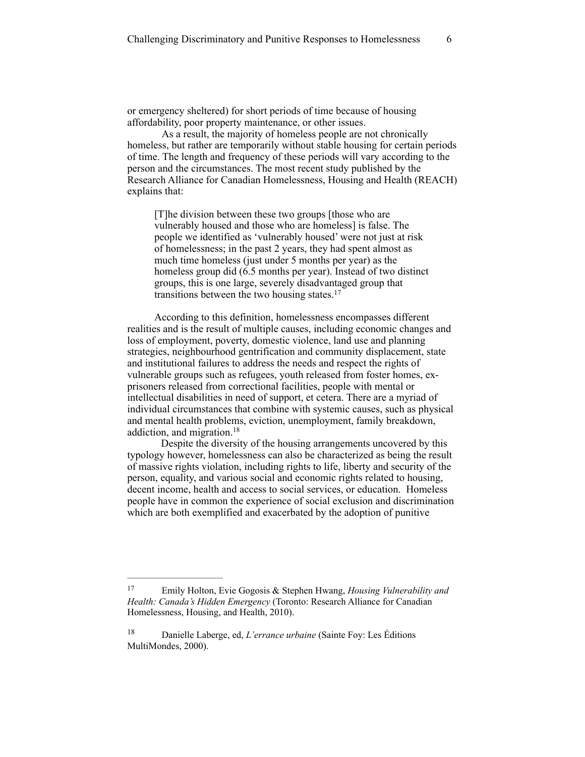or emergency sheltered) for short periods of time because of housing affordability, poor property maintenance, or other issues.

As a result, the majority of homeless people are not chronically homeless, but rather are temporarily without stable housing for certain periods of time. The length and frequency of these periods will vary according to the person and the circumstances. The most recent study published by the Research Alliance for Canadian Homelessness, Housing and Health (REACH) explains that:

> [T]he division between these two groups [those who are vulnerably housed and those who are homeless] is false. The people we identified as 'vulnerably housed' were not just at risk of homelessness; in the past 2 years, they had spent almost as much time homeless (just under 5 months per year) as the homeless group did (6.5 months per year). Instead of two distinct groups, this is one large, severely disadvantaged group that transitions between the two housing states.[17]

According to this definition, homelessness encompasses different realities and is the result of multiple causes, including economic changes and loss of employment, poverty, domestic violence, land use and planning strategies, neighbourhood gentrification and community displacement, state and institutional failures to address the needs and respect the rights of vulnerable groups such as refugees, youth released from foster homes, ex-prisoners released from correctional facilities, people with mental or intellectual disabilities in need of support, et cetera. There are a myriad of individual circumstances that combine with systemic causes, such as physical and mental health problems, eviction, unemployment, family breakdown, addiction, and migration.[18]

Despite the diversity of the housing arrangements uncovered by this typology however, homelessness can also be characterized as being the result of massive rights violation, including rights to life, liberty and security of the person, equality, and various social and economic rights related to housing, decent income, health and access to social services, or education. Homeless people have in common the experience of social exclusion and discrimination which are both exemplified and exacerbated by the adoption of punitive

---

[17] Emily Holton, Evie Gogosis & Stephen Hwang, *Housing Vulnerability and Health: Canada's Hidden Emergency* (Toronto: Research Alliance for Canadian Homelessness, Housing, and Health, 2010).

[18] Danielle Laberge, ed, *L'errance urbaine* (Sainte Foy: Les Éditions MultiMondes, 2000).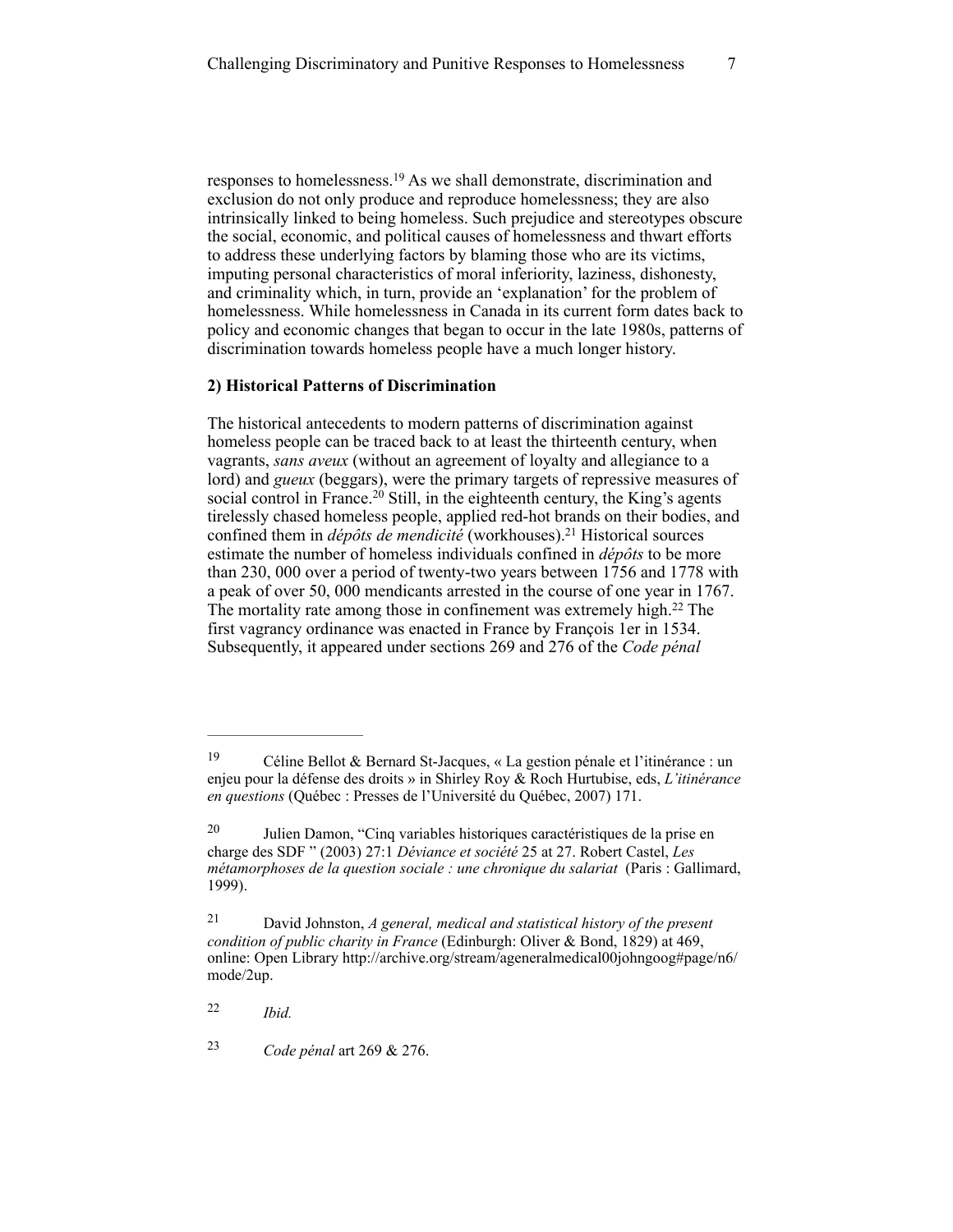responses to homelessness.[19] As we shall demonstrate, discrimination and exclusion do not only produce and reproduce homelessness; they are also intrinsically linked to being homeless. Such prejudice and stereotypes obscure the social, economic, and political causes of homelessness and thwart efforts to address these underlying factors by blaming those who are its victims, imputing personal characteristics of moral inferiority, laziness, dishonesty, and criminality which, in turn, provide an 'explanation' for the problem of homelessness. While homelessness in Canada in its current form dates back to policy and economic changes that began to occur in the late 1980s, patterns of discrimination towards homeless people have a much longer history.

**2) Historical Patterns of Discrimination**

The historical antecedents to modern patterns of discrimination against homeless people can be traced back to at least the thirteenth century, when vagrants, *sans aveux* (without an agreement of loyalty and allegiance to a lord) and *gueux* (beggars), were the primary targets of repressive measures of social control in France.[20] Still, in the eighteenth century, the King's agents tirelessly chased homeless people, applied red-hot brands on their bodies, and confined them in *dépôts de mendicité* (workhouses).[21] Historical sources estimate the number of homeless individuals confined in *dépôts* to be more than 230, 000 over a period of twenty-two years between 1756 and 1778 with a peak of over 50, 000 mendicants arrested in the course of one year in 1767. The mortality rate among those in confinement was extremely high.[22] The first vagrancy ordinance was enacted in France by François 1er in 1534. Subsequently, it appeared under sections 269 and 276 of the *Code pénal*

---

[19] Céline Bellot & Bernard St-Jacques, « La gestion pénale et l'itinérance : un enjeu pour la défense des droits » in Shirley Roy & Roch Hurtubise, eds, *L'itinérance en questions* (Québec : Presses de l'Université du Québec, 2007) 171.

[20] Julien Damon, "Cinq variables historiques caractéristiques de la prise en charge des SDF " (2003) 27:1 *Déviance et société* 25 at 27. Robert Castel, *Les métamorphoses de la question sociale : une chronique du salariat* (Paris : Gallimard, 1999).

[21] David Johnston, *A general, medical and statistical history of the present condition of public charity in France* (Edinburgh: Oliver & Bond, 1829) at 469, online: Open Library http://archive.org/stream/ageneralmedical00johngoog#page/n6/mode/2up.

[22] *Ibid.*

[23] *Code pénal* art 269 & 276.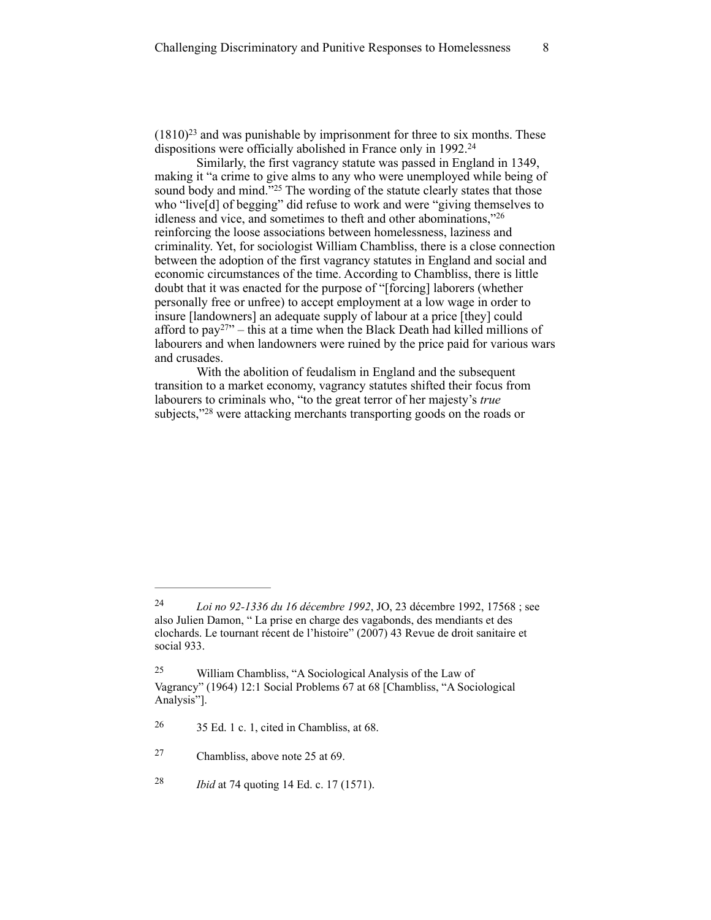(1810)[23] and was punishable by imprisonment for three to six months. These dispositions were officially abolished in France only in 1992.[24]

Similarly, the first vagrancy statute was passed in England in 1349, making it "a crime to give alms to any who were unemployed while being of sound body and mind."[25] The wording of the statute clearly states that those who "live[d] of begging" did refuse to work and were "giving themselves to idleness and vice, and sometimes to theft and other abominations,"[26] reinforcing the loose associations between homelessness, laziness and criminality. Yet, for sociologist William Chambliss, there is a close connection between the adoption of the first vagrancy statutes in England and social and economic circumstances of the time. According to Chambliss, there is little doubt that it was enacted for the purpose of "[forcing] laborers (whether personally free or unfree) to accept employment at a low wage in order to insure [landowners] an adequate supply of labour at a price [they] could afford to pay[27]" – this at a time when the Black Death had killed millions of labourers and when landowners were ruined by the price paid for various wars and crusades.

With the abolition of feudalism in England and the subsequent transition to a market economy, vagrancy statutes shifted their focus from labourers to criminals who, "to the great terror of her majesty's *true* subjects,"[28] were attacking merchants transporting goods on the roads or

---

24 *Loi no 92-1336 du 16 décembre 1992*, JO, 23 décembre 1992, 17568 ; see also Julien Damon, " La prise en charge des vagabonds, des mendiants et des clochards. Le tournant récent de l'histoire" (2007) 43 Revue de droit sanitaire et social 933.

25 William Chambliss, "A Sociological Analysis of the Law of Vagrancy" (1964) 12:1 Social Problems 67 at 68 [Chambliss, "A Sociological Analysis"].

26 35 Ed. 1 c. 1, cited in Chambliss, at 68.

27 Chambliss, above note 25 at 69.

28 *Ibid* at 74 quoting 14 Ed. c. 17 (1571).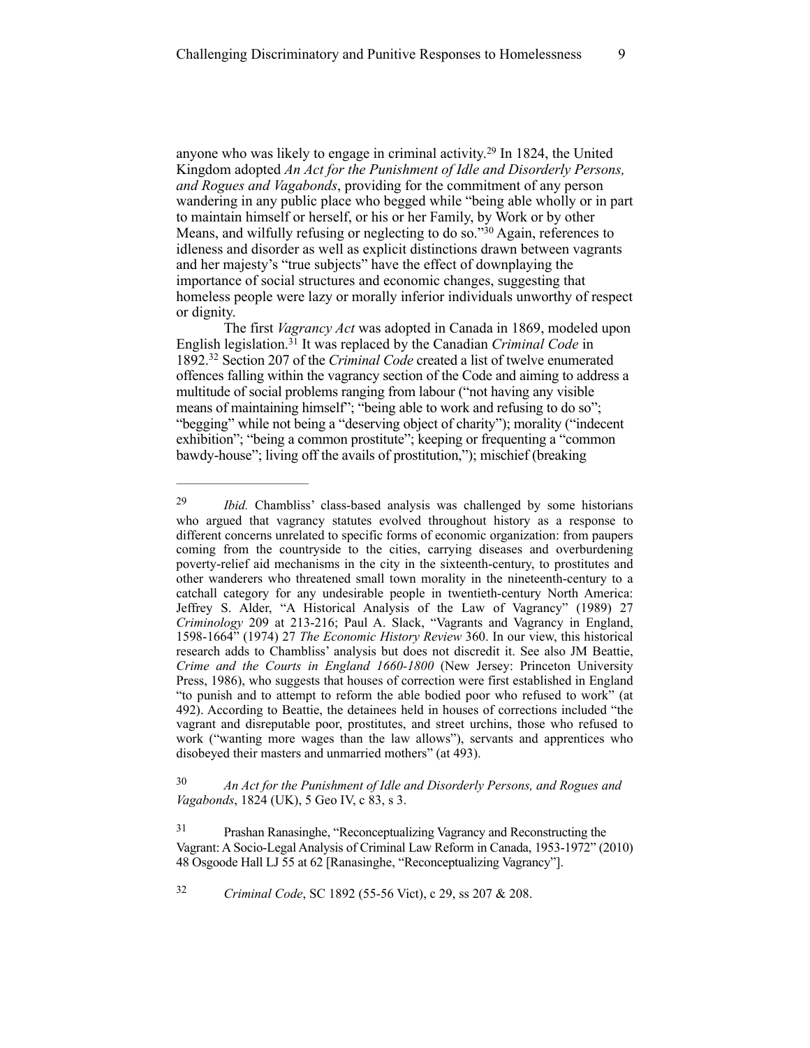anyone who was likely to engage in criminal activity.[29] In 1824, the United Kingdom adopted *An Act for the Punishment of Idle and Disorderly Persons, and Rogues and Vagabonds*, providing for the commitment of any person wandering in any public place who begged while "being able wholly or in part to maintain himself or herself, or his or her Family, by Work or by other Means, and wilfully refusing or neglecting to do so."[30] Again, references to idleness and disorder as well as explicit distinctions drawn between vagrants and her majesty's "true subjects" have the effect of downplaying the importance of social structures and economic changes, suggesting that homeless people were lazy or morally inferior individuals unworthy of respect or dignity.

The first *Vagrancy Act* was adopted in Canada in 1869, modeled upon English legislation.[31] It was replaced by the Canadian *Criminal Code* in 1892.[32] Section 207 of the *Criminal Code* created a list of twelve enumerated offences falling within the vagrancy section of the Code and aiming to address a multitude of social problems ranging from labour ("not having any visible means of maintaining himself"; "being able to work and refusing to do so"; "begging" while not being a "deserving object of charity"); morality ("indecent exhibition"; "being a common prostitute"; keeping or frequenting a "common bawdy-house"; living off the avails of prostitution,"); mischief (breaking

---

[29] *Ibid.* Chambliss' class-based analysis was challenged by some historians who argued that vagrancy statutes evolved throughout history as a response to different concerns unrelated to specific forms of economic organization: from paupers coming from the countryside to the cities, carrying diseases and overburdening poverty-relief aid mechanisms in the city in the sixteenth-century, to prostitutes and other wanderers who threatened small town morality in the nineteenth-century to a catchall category for any undesirable people in twentieth-century North America: Jeffrey S. Alder, "A Historical Analysis of the Law of Vagrancy" (1989) 27 *Criminology* 209 at 213-216; Paul A. Slack, "Vagrants and Vagrancy in England, 1598-1664" (1974) 27 *The Economic History Review* 360. In our view, this historical research adds to Chambliss' analysis but does not discredit it. See also JM Beattie, *Crime and the Courts in England 1660-1800* (New Jersey: Princeton University Press, 1986), who suggests that houses of correction were first established in England "to punish and to attempt to reform the able bodied poor who refused to work" (at 492). According to Beattie, the detainees held in houses of corrections included "the vagrant and disreputable poor, prostitutes, and street urchins, those who refused to work ("wanting more wages than the law allows"), servants and apprentices who disobeyed their masters and unmarried mothers" (at 493).

[30] *An Act for the Punishment of Idle and Disorderly Persons, and Rogues and Vagabonds*, 1824 (UK), 5 Geo IV, c 83, s 3.

[31] Prashan Ranasinghe, "Reconceptualizing Vagrancy and Reconstructing the Vagrant: A Socio-Legal Analysis of Criminal Law Reform in Canada, 1953-1972" (2010) 48 Osgoode Hall LJ 55 at 62 [Ranasinghe, "Reconceptualizing Vagrancy"].

[32] *Criminal Code*, SC 1892 (55-56 Vict), c 29, ss 207 & 208.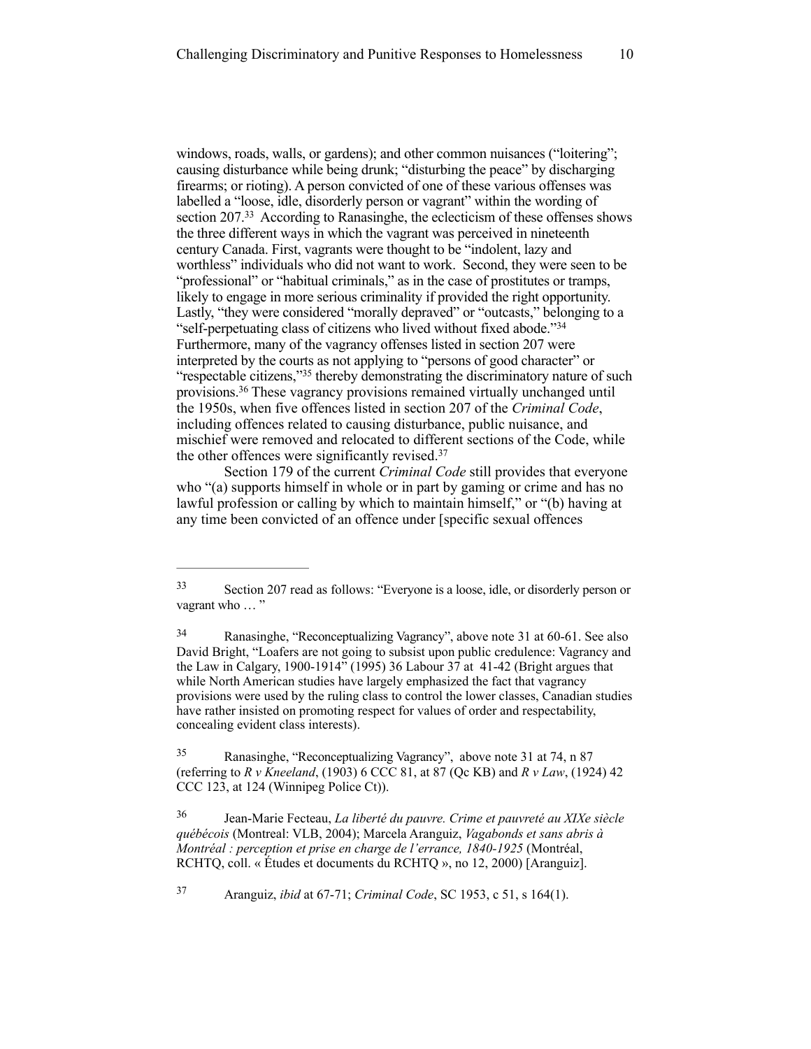windows, roads, walls, or gardens); and other common nuisances ("loitering"; causing disturbance while being drunk; "disturbing the peace" by discharging firearms; or rioting). A person convicted of one of these various offenses was labelled a "loose, idle, disorderly person or vagrant" within the wording of section 207.[33] According to Ranasinghe, the eclecticism of these offenses shows the three different ways in which the vagrant was perceived in nineteenth century Canada. First, vagrants were thought to be "indolent, lazy and worthless" individuals who did not want to work. Second, they were seen to be "professional" or "habitual criminals," as in the case of prostitutes or tramps, likely to engage in more serious criminality if provided the right opportunity. Lastly, "they were considered "morally depraved" or "outcasts," belonging to a "self-perpetuating class of citizens who lived without fixed abode."[34] Furthermore, many of the vagrancy offenses listed in section 207 were interpreted by the courts as not applying to "persons of good character" or "respectable citizens,"[35] thereby demonstrating the discriminatory nature of such provisions.[36] These vagrancy provisions remained virtually unchanged until the 1950s, when five offences listed in section 207 of the *Criminal Code*, including offences related to causing disturbance, public nuisance, and mischief were removed and relocated to different sections of the Code, while the other offences were significantly revised.[37]

Section 179 of the current *Criminal Code* still provides that everyone who "(a) supports himself in whole or in part by gaming or crime and has no lawful profession or calling by which to maintain himself," or "(b) having at any time been convicted of an offence under [specific sexual offences

---

[33] Section 207 read as follows: "Everyone is a loose, idle, or disorderly person or vagrant who … "

[34] Ranasinghe, "Reconceptualizing Vagrancy", above note 31 at 60-61. See also David Bright, "Loafers are not going to subsist upon public credulence: Vagrancy and the Law in Calgary, 1900-1914" (1995) 36 Labour 37 at 41-42 (Bright argues that while North American studies have largely emphasized the fact that vagrancy provisions were used by the ruling class to control the lower classes, Canadian studies have rather insisted on promoting respect for values of order and respectability, concealing evident class interests).

[35] Ranasinghe, "Reconceptualizing Vagrancy", above note 31 at 74, n 87 (referring to *R v Kneeland*, (1903) 6 CCC 81, at 87 (Qc KB) and *R v Law*, (1924) 42 CCC 123, at 124 (Winnipeg Police Ct)).

[36] Jean-Marie Fecteau, *La liberté du pauvre. Crime et pauvreté au XIXe siècle québécois* (Montreal: VLB, 2004); Marcela Aranguiz, *Vagabonds et sans abris à Montréal : perception et prise en charge de l'errance, 1840-1925* (Montréal, RCHTQ, coll. « Études et documents du RCHTQ », no 12, 2000) [Aranguiz].

[37] Aranguiz, *ibid* at 67-71; *Criminal Code*, SC 1953, c 51, s 164(1).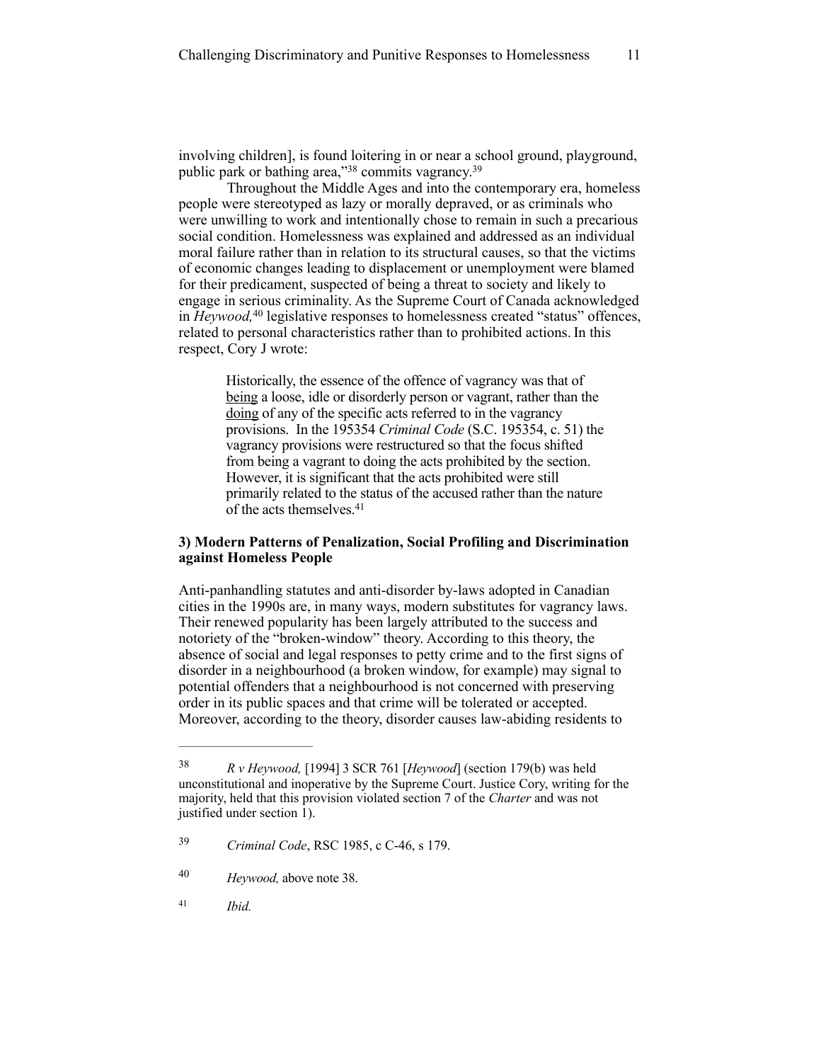involving children], is found loitering in or near a school ground, playground, public park or bathing area,"[38] commits vagrancy.[39]

Throughout the Middle Ages and into the contemporary era, homeless people were stereotyped as lazy or morally depraved, or as criminals who were unwilling to work and intentionally chose to remain in such a precarious social condition. Homelessness was explained and addressed as an individual moral failure rather than in relation to its structural causes, so that the victims of economic changes leading to displacement or unemployment were blamed for their predicament, suspected of being a threat to society and likely to engage in serious criminality. As the Supreme Court of Canada acknowledged in *Heywood,*[40] legislative responses to homelessness created "status" offences, related to personal characteristics rather than to prohibited actions. In this respect, Cory J wrote:

> Historically, the essence of the offence of vagrancy was that of being a loose, idle or disorderly person or vagrant, rather than the doing of any of the specific acts referred to in the vagrancy provisions. In the 195354 *Criminal Code* (S.C. 195354, c. 51) the vagrancy provisions were restructured so that the focus shifted from being a vagrant to doing the acts prohibited by the section. However, it is significant that the acts prohibited were still primarily related to the status of the accused rather than the nature of the acts themselves.[41]

### 3) Modern Patterns of Penalization, Social Profiling and Discrimination against Homeless People

Anti-panhandling statutes and anti-disorder by-laws adopted in Canadian cities in the 1990s are, in many ways, modern substitutes for vagrancy laws. Their renewed popularity has been largely attributed to the success and notoriety of the "broken-window" theory. According to this theory, the absence of social and legal responses to petty crime and to the first signs of disorder in a neighbourhood (a broken window, for example) may signal to potential offenders that a neighbourhood is not concerned with preserving order in its public spaces and that crime will be tolerated or accepted. Moreover, according to the theory, disorder causes law-abiding residents to

---

[38] *R v Heywood,* [1994] 3 SCR 761 [*Heywood*] (section 179(b) was held unconstitutional and inoperative by the Supreme Court. Justice Cory, writing for the majority, held that this provision violated section 7 of the *Charter* and was not justified under section 1).

[39] *Criminal Code*, RSC 1985, c C-46, s 179.

[40] *Heywood,* above note 38.

[41] *Ibid.*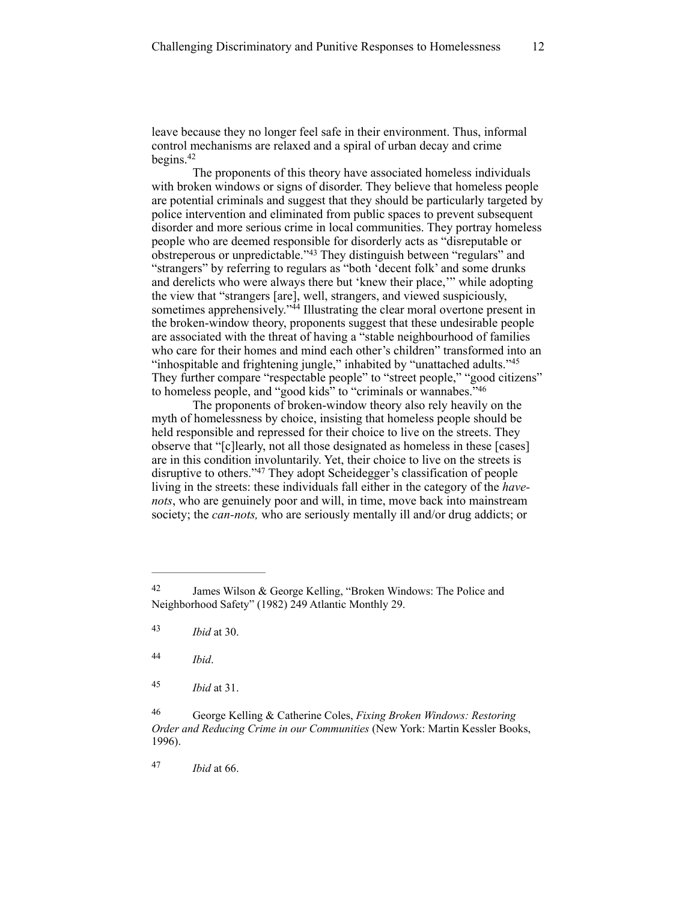leave because they no longer feel safe in their environment. Thus, informal control mechanisms are relaxed and a spiral of urban decay and crime begins.[42]

The proponents of this theory have associated homeless individuals with broken windows or signs of disorder. They believe that homeless people are potential criminals and suggest that they should be particularly targeted by police intervention and eliminated from public spaces to prevent subsequent disorder and more serious crime in local communities. They portray homeless people who are deemed responsible for disorderly acts as "disreputable or obstreperous or unpredictable."[43] They distinguish between "regulars" and "strangers" by referring to regulars as "both 'decent folk' and some drunks and derelicts who were always there but 'knew their place,'" while adopting the view that "strangers [are], well, strangers, and viewed suspiciously, sometimes apprehensively."[44] Illustrating the clear moral overtone present in the broken-window theory, proponents suggest that these undesirable people are associated with the threat of having a "stable neighbourhood of families who care for their homes and mind each other's children" transformed into an "inhospitable and frightening jungle," inhabited by "unattached adults."[45] They further compare "respectable people" to "street people," "good citizens" to homeless people, and "good kids" to "criminals or wannabes."[46]

The proponents of broken-window theory also rely heavily on the myth of homelessness by choice, insisting that homeless people should be held responsible and repressed for their choice to live on the streets. They observe that "[c]learly, not all those designated as homeless in these [cases] are in this condition involuntarily. Yet, their choice to live on the streets is disruptive to others."[47] They adopt Scheidegger's classification of people living in the streets: these individuals fall either in the category of the *have-nots*, who are genuinely poor and will, in time, move back into mainstream society; the *can-nots,* who are seriously mentally ill and/or drug addicts; or

---

[42] James Wilson & George Kelling, "Broken Windows: The Police and Neighborhood Safety" (1982) 249 Atlantic Monthly 29.

[43] *Ibid* at 30.

[44] *Ibid*.

[45] *Ibid* at 31.

[46] George Kelling & Catherine Coles, *Fixing Broken Windows: Restoring Order and Reducing Crime in our Communities* (New York: Martin Kessler Books, 1996).

[47] *Ibid* at 66.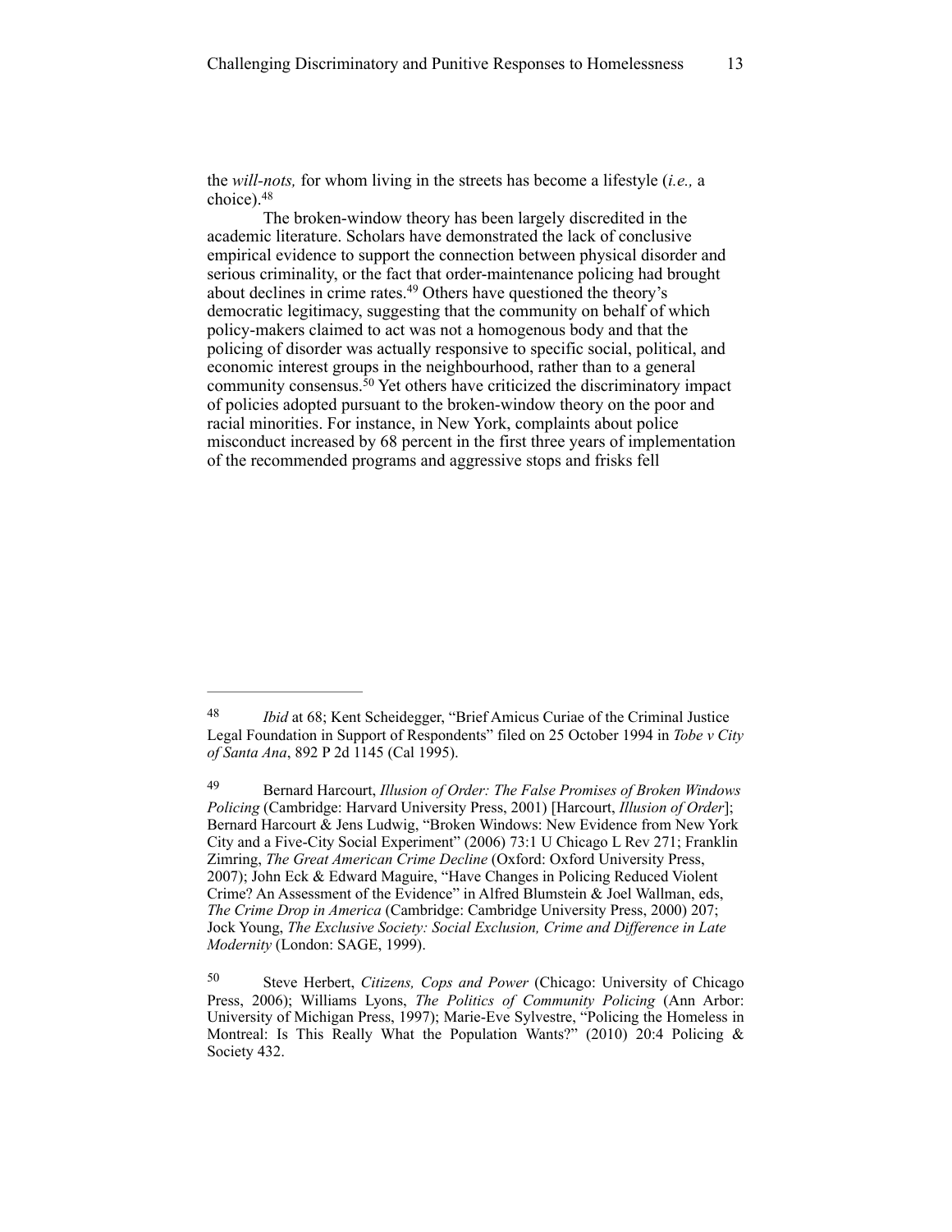the *will-nots,* for whom living in the streets has become a lifestyle (*i.e.,* a choice).[48]

The broken-window theory has been largely discredited in the academic literature. Scholars have demonstrated the lack of conclusive empirical evidence to support the connection between physical disorder and serious criminality, or the fact that order-maintenance policing had brought about declines in crime rates.[49] Others have questioned the theory's democratic legitimacy, suggesting that the community on behalf of which policy-makers claimed to act was not a homogenous body and that the policing of disorder was actually responsive to specific social, political, and economic interest groups in the neighbourhood, rather than to a general community consensus.[50] Yet others have criticized the discriminatory impact of policies adopted pursuant to the broken-window theory on the poor and racial minorities. For instance, in New York, complaints about police misconduct increased by 68 percent in the first three years of implementation of the recommended programs and aggressive stops and frisks fell

---

[48] *Ibid* at 68; Kent Scheidegger, "Brief Amicus Curiae of the Criminal Justice Legal Foundation in Support of Respondents" filed on 25 October 1994 in *Tobe v City of Santa Ana*, 892 P 2d 1145 (Cal 1995).

[49] Bernard Harcourt, *Illusion of Order: The False Promises of Broken Windows Policing* (Cambridge: Harvard University Press, 2001) [Harcourt, *Illusion of Order*]; Bernard Harcourt & Jens Ludwig, "Broken Windows: New Evidence from New York City and a Five-City Social Experiment" (2006) 73:1 U Chicago L Rev 271; Franklin Zimring, *The Great American Crime Decline* (Oxford: Oxford University Press, 2007); John Eck & Edward Maguire, "Have Changes in Policing Reduced Violent Crime? An Assessment of the Evidence" in Alfred Blumstein & Joel Wallman, eds, *The Crime Drop in America* (Cambridge: Cambridge University Press, 2000) 207; Jock Young, *The Exclusive Society: Social Exclusion, Crime and Difference in Late Modernity* (London: SAGE, 1999).

[50] Steve Herbert, *Citizens, Cops and Power* (Chicago: University of Chicago Press, 2006); Williams Lyons, *The Politics of Community Policing* (Ann Arbor: University of Michigan Press, 1997); Marie-Eve Sylvestre, "Policing the Homeless in Montreal: Is This Really What the Population Wants?" (2010) 20:4 Policing & Society 432.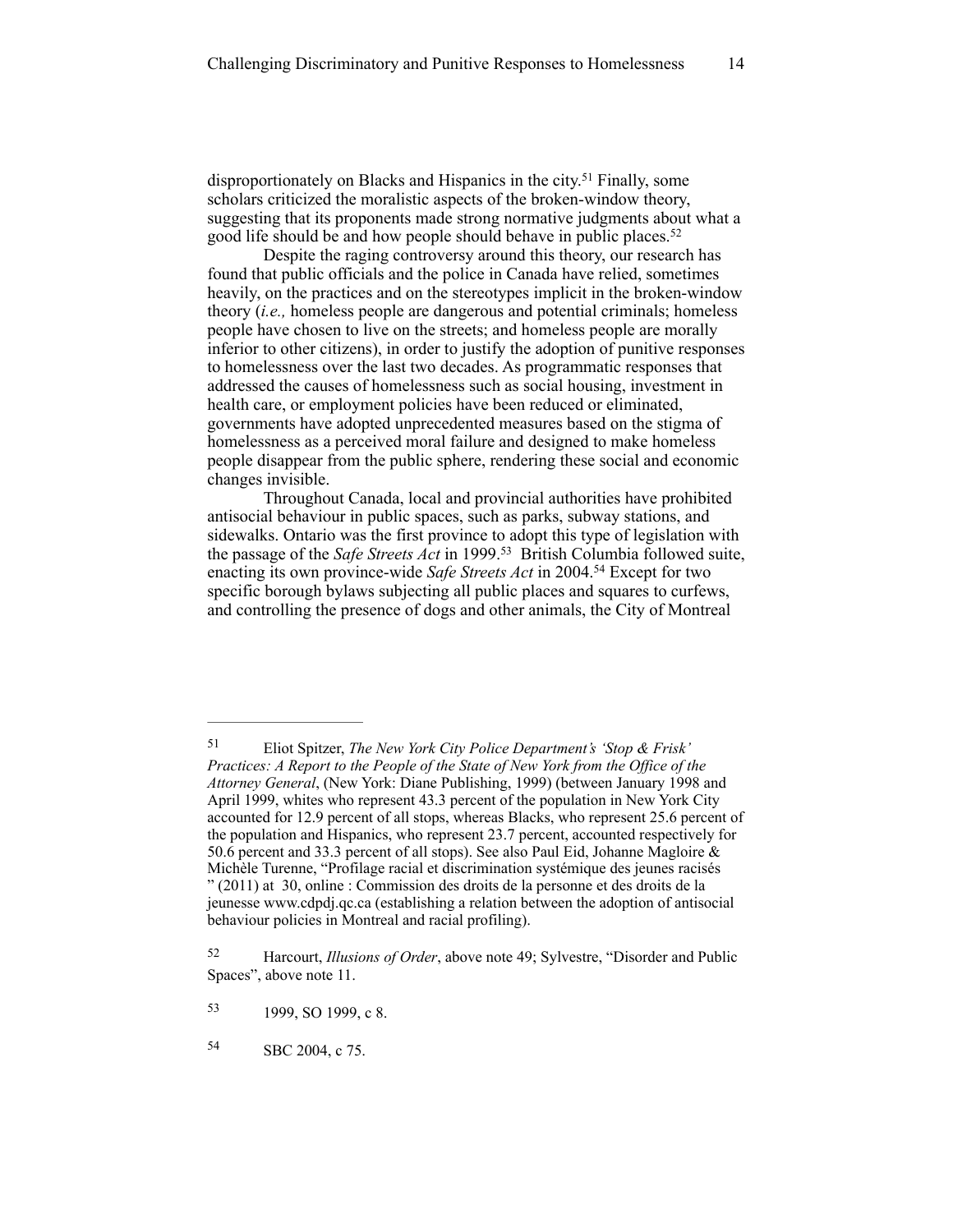disproportionately on Blacks and Hispanics in the city.[51] Finally, some scholars criticized the moralistic aspects of the broken-window theory, suggesting that its proponents made strong normative judgments about what a good life should be and how people should behave in public places.[52]

Despite the raging controversy around this theory, our research has found that public officials and the police in Canada have relied, sometimes heavily, on the practices and on the stereotypes implicit in the broken-window theory (*i.e.,* homeless people are dangerous and potential criminals; homeless people have chosen to live on the streets; and homeless people are morally inferior to other citizens), in order to justify the adoption of punitive responses to homelessness over the last two decades. As programmatic responses that addressed the causes of homelessness such as social housing, investment in health care, or employment policies have been reduced or eliminated, governments have adopted unprecedented measures based on the stigma of homelessness as a perceived moral failure and designed to make homeless people disappear from the public sphere, rendering these social and economic changes invisible.

Throughout Canada, local and provincial authorities have prohibited antisocial behaviour in public spaces, such as parks, subway stations, and sidewalks. Ontario was the first province to adopt this type of legislation with the passage of the *Safe Streets Act* in 1999.[53] British Columbia followed suite, enacting its own province-wide *Safe Streets Act* in 2004.[54] Except for two specific borough bylaws subjecting all public places and squares to curfews, and controlling the presence of dogs and other animals, the City of Montreal

---

[51] Eliot Spitzer, *The New York City Police Department's 'Stop & Frisk' Practices: A Report to the People of the State of New York from the Office of the Attorney General*, (New York: Diane Publishing, 1999) (between January 1998 and April 1999, whites who represent 43.3 percent of the population in New York City accounted for 12.9 percent of all stops, whereas Blacks, who represent 25.6 percent of the population and Hispanics, who represent 23.7 percent, accounted respectively for 50.6 percent and 33.3 percent of all stops). See also Paul Eid, Johanne Magloire & Michèle Turenne, "Profilage racial et discrimination systémique des jeunes racisés " (2011) at 30, online : Commission des droits de la personne et des droits de la jeunesse www.cdpdj.qc.ca (establishing a relation between the adoption of antisocial behaviour policies in Montreal and racial profiling).

[52] Harcourt, *Illusions of Order*, above note 49; Sylvestre, "Disorder and Public Spaces", above note 11.

[53] 1999, SO 1999, c 8.

[54] SBC 2004, c 75.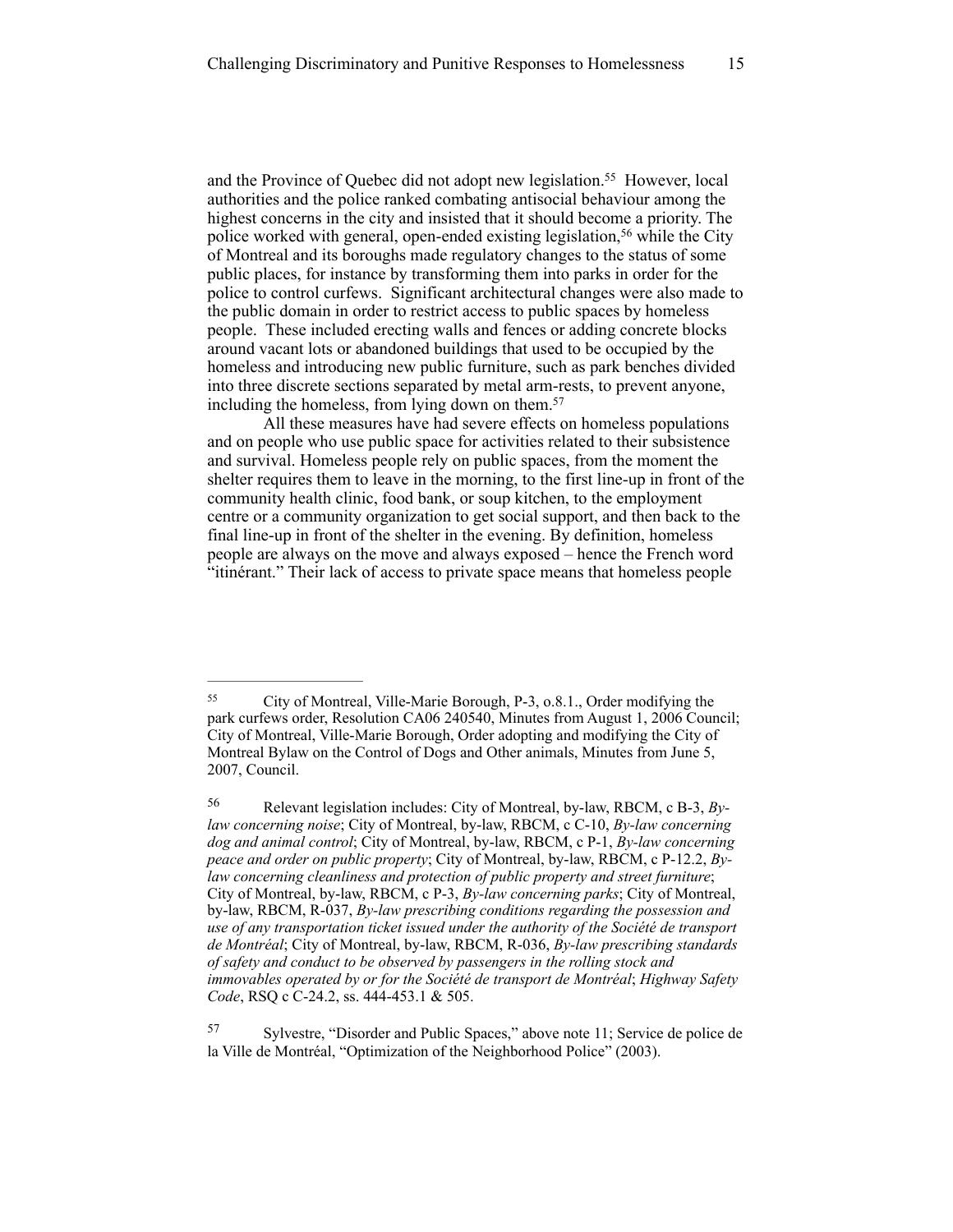and the Province of Quebec did not adopt new legislation.[55] However, local authorities and the police ranked combating antisocial behaviour among the highest concerns in the city and insisted that it should become a priority. The police worked with general, open-ended existing legislation,[56] while the City of Montreal and its boroughs made regulatory changes to the status of some public places, for instance by transforming them into parks in order for the police to control curfews. Significant architectural changes were also made to the public domain in order to restrict access to public spaces by homeless people. These included erecting walls and fences or adding concrete blocks around vacant lots or abandoned buildings that used to be occupied by the homeless and introducing new public furniture, such as park benches divided into three discrete sections separated by metal arm-rests, to prevent anyone, including the homeless, from lying down on them.[57]

All these measures have had severe effects on homeless populations and on people who use public space for activities related to their subsistence and survival. Homeless people rely on public spaces, from the moment the shelter requires them to leave in the morning, to the first line-up in front of the community health clinic, food bank, or soup kitchen, to the employment centre or a community organization to get social support, and then back to the final line-up in front of the shelter in the evening. By definition, homeless people are always on the move and always exposed – hence the French word "itinérant." Their lack of access to private space means that homeless people

---

[55] City of Montreal, Ville-Marie Borough, P-3, o.8.1., Order modifying the park curfews order, Resolution CA06 240540, Minutes from August 1, 2006 Council; City of Montreal, Ville-Marie Borough, Order adopting and modifying the City of Montreal Bylaw on the Control of Dogs and Other animals, Minutes from June 5, 2007, Council.

[56] Relevant legislation includes: City of Montreal, by-law, RBCM, c B-3, *By-law concerning noise*; City of Montreal, by-law, RBCM, c C-10, *By-law concerning dog and animal control*; City of Montreal, by-law, RBCM, c P-1, *By-law concerning peace and order on public property*; City of Montreal, by-law, RBCM, c P-12.2, *By-law concerning cleanliness and protection of public property and street furniture*; City of Montreal, by-law, RBCM, c P-3, *By-law concerning parks*; City of Montreal, by-law, RBCM, R-037, *By-law prescribing conditions regarding the possession and use of any transportation ticket issued under the authority of the Société de transport de Montréal*; City of Montreal, by-law, RBCM, R-036, *By-law prescribing standards of safety and conduct to be observed by passengers in the rolling stock and immovables operated by or for the Société de transport de Montréal*; *Highway Safety Code*, RSQ c C-24.2, ss. 444-453.1 & 505.

[57] Sylvestre, "Disorder and Public Spaces," above note 11; Service de police de la Ville de Montréal, "Optimization of the Neighborhood Police" (2003).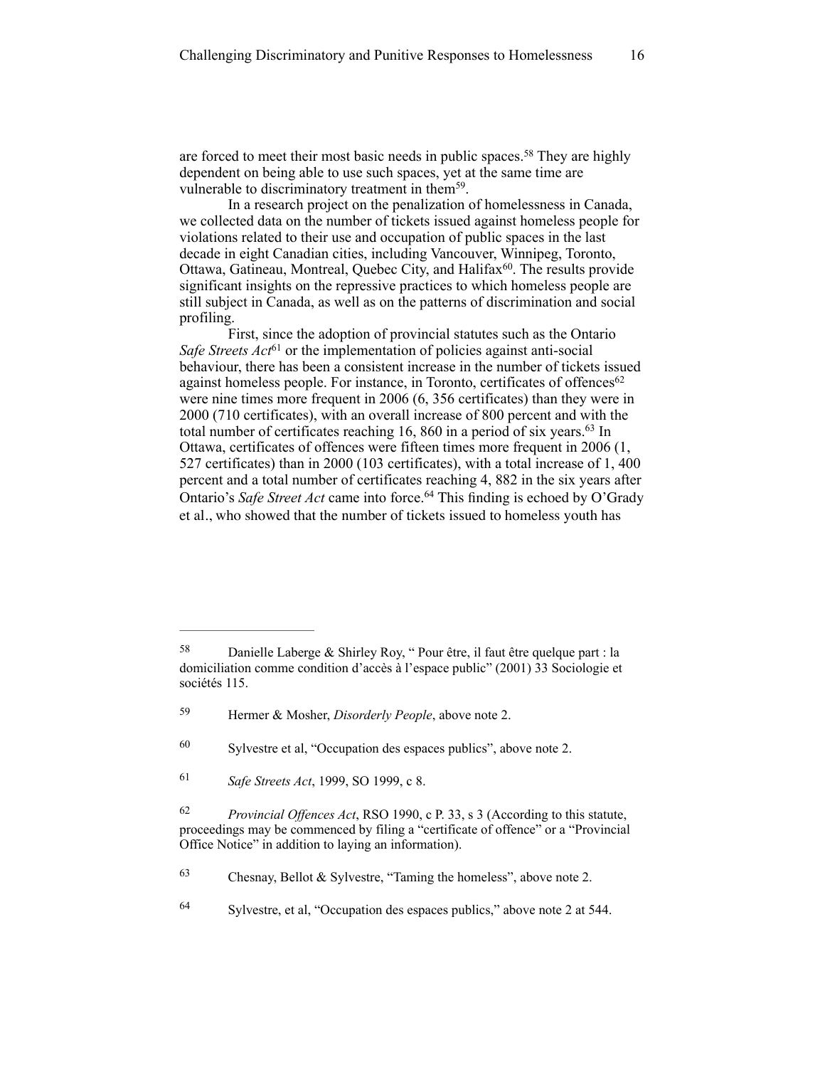are forced to meet their most basic needs in public spaces.[58] They are highly dependent on being able to use such spaces, yet at the same time are vulnerable to discriminatory treatment in them[59].

In a research project on the penalization of homelessness in Canada, we collected data on the number of tickets issued against homeless people for violations related to their use and occupation of public spaces in the last decade in eight Canadian cities, including Vancouver, Winnipeg, Toronto, Ottawa, Gatineau, Montreal, Quebec City, and Halifax[60]. The results provide significant insights on the repressive practices to which homeless people are still subject in Canada, as well as on the patterns of discrimination and social profiling.

First, since the adoption of provincial statutes such as the Ontario *Safe Streets Act*[61] or the implementation of policies against anti-social behaviour, there has been a consistent increase in the number of tickets issued against homeless people. For instance, in Toronto, certificates of offences[62] were nine times more frequent in 2006 (6, 356 certificates) than they were in 2000 (710 certificates), with an overall increase of 800 percent and with the total number of certificates reaching 16, 860 in a period of six years.[63] In Ottawa, certificates of offences were fifteen times more frequent in 2006 (1, 527 certificates) than in 2000 (103 certificates), with a total increase of 1, 400 percent and a total number of certificates reaching 4, 882 in the six years after Ontario's *Safe Street Act* came into force.[64] This finding is echoed by O'Grady et al., who showed that the number of tickets issued to homeless youth has

---

58 Danielle Laberge & Shirley Roy, " Pour être, il faut être quelque part : la domiciliation comme condition d'accès à l'espace public" (2001) 33 Sociologie et sociétés 115.

59 Hermer & Mosher, *Disorderly People*, above note 2.

60 Sylvestre et al, "Occupation des espaces publics", above note 2.

61 *Safe Streets Act*, 1999, SO 1999, c 8.

62 *Provincial Offences Act*, RSO 1990, c P. 33, s 3 (According to this statute, proceedings may be commenced by filing a "certificate of offence" or a "Provincial Office Notice" in addition to laying an information).

63 Chesnay, Bellot & Sylvestre, "Taming the homeless", above note 2.

64 Sylvestre, et al, "Occupation des espaces publics," above note 2 at 544.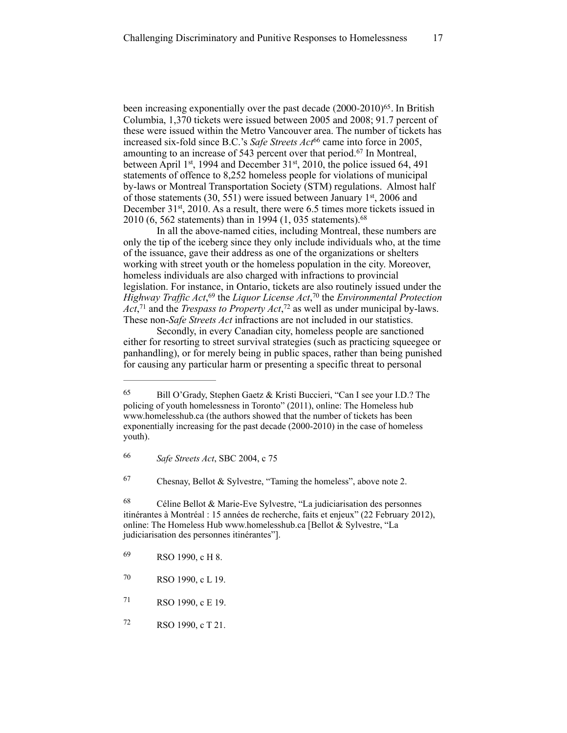been increasing exponentially over the past decade (2000-2010)[65]. In British Columbia, 1,370 tickets were issued between 2005 and 2008; 91.7 percent of these were issued within the Metro Vancouver area. The number of tickets has increased six-fold since B.C.'s *Safe Streets Act*[66] came into force in 2005, amounting to an increase of 543 percent over that period.[67] In Montreal, between April 1st, 1994 and December 31st, 2010, the police issued 64, 491 statements of offence to 8,252 homeless people for violations of municipal by-laws or Montreal Transportation Society (STM) regulations. Almost half of those statements (30, 551) were issued between January 1st, 2006 and December 31st, 2010. As a result, there were 6.5 times more tickets issued in 2010 (6, 562 statements) than in 1994 (1, 035 statements).[68]

In all the above-named cities, including Montreal, these numbers are only the tip of the iceberg since they only include individuals who, at the time of the issuance, gave their address as one of the organizations or shelters working with street youth or the homeless population in the city. Moreover, homeless individuals are also charged with infractions to provincial legislation. For instance, in Ontario, tickets are also routinely issued under the *Highway Traffic Act*,[69] the *Liquor License Act*,[70] the *Environmental Protection Act*,[71] and the *Trespass to Property Act*,[72] as well as under municipal by-laws. These non-*Safe Streets Act* infractions are not included in our statistics.

Secondly, in every Canadian city, homeless people are sanctioned either for resorting to street survival strategies (such as practicing squeegee or panhandling), or for merely being in public spaces, rather than being punished for causing any particular harm or presenting a specific threat to personal

---

[65] Bill O'Grady, Stephen Gaetz & Kristi Buccieri, "Can I see your I.D.? The policing of youth homelessness in Toronto" (2011), online: The Homeless hub www.homelesshub.ca (the authors showed that the number of tickets has been exponentially increasing for the past decade (2000-2010) in the case of homeless youth).

[66] *Safe Streets Act*, SBC 2004, c 75

[67] Chesnay, Bellot & Sylvestre, "Taming the homeless", above note 2.

[68] Céline Bellot & Marie-Eve Sylvestre, "La judiciarisation des personnes itinérantes à Montréal : 15 années de recherche, faits et enjeux" (22 February 2012), online: The Homeless Hub www.homelesshub.ca [Bellot & Sylvestre, "La judiciarisation des personnes itinérantes"].

[69] RSO 1990, c H 8.

[70] RSO 1990, c L 19.

[71] RSO 1990, c E 19.

[72] RSO 1990, c T 21.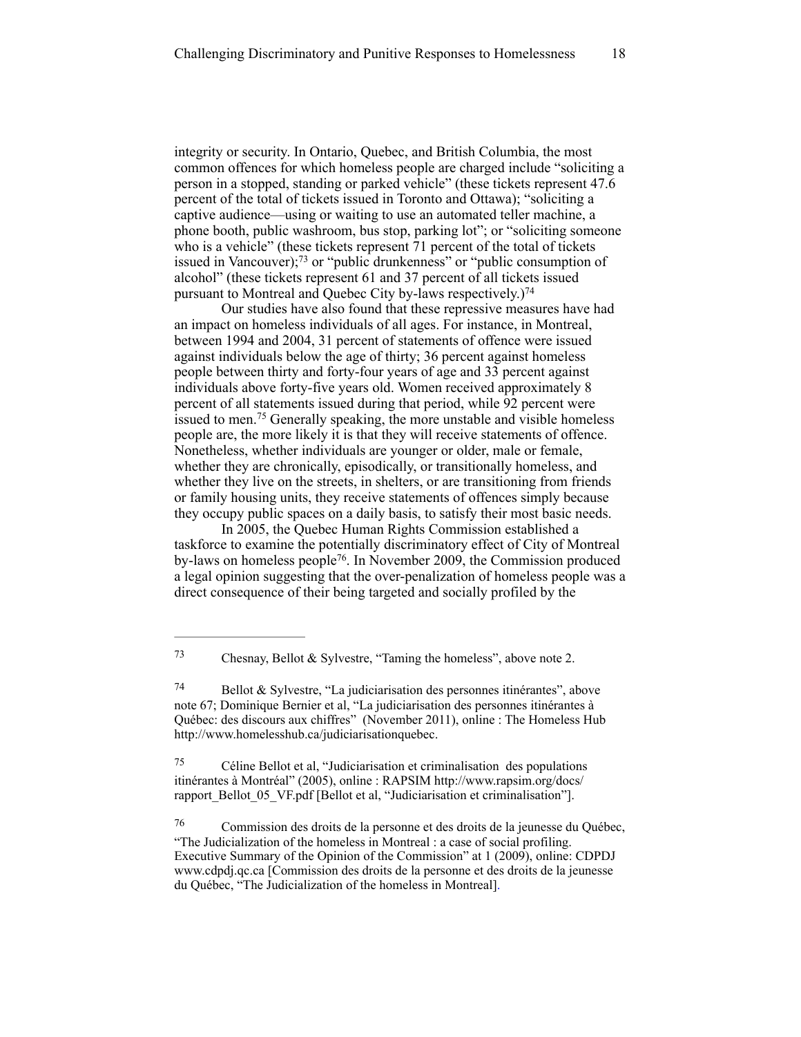integrity or security. In Ontario, Quebec, and British Columbia, the most common offences for which homeless people are charged include "soliciting a person in a stopped, standing or parked vehicle" (these tickets represent 47.6 percent of the total of tickets issued in Toronto and Ottawa); "soliciting a captive audience—using or waiting to use an automated teller machine, a phone booth, public washroom, bus stop, parking lot"; or "soliciting someone who is a vehicle" (these tickets represent 71 percent of the total of tickets issued in Vancouver);[73] or "public drunkenness" or "public consumption of alcohol" (these tickets represent 61 and 37 percent of all tickets issued pursuant to Montreal and Quebec City by-laws respectively.)[74]

Our studies have also found that these repressive measures have had an impact on homeless individuals of all ages. For instance, in Montreal, between 1994 and 2004, 31 percent of statements of offence were issued against individuals below the age of thirty; 36 percent against homeless people between thirty and forty-four years of age and 33 percent against individuals above forty-five years old. Women received approximately 8 percent of all statements issued during that period, while 92 percent were issued to men.[75] Generally speaking, the more unstable and visible homeless people are, the more likely it is that they will receive statements of offence. Nonetheless, whether individuals are younger or older, male or female, whether they are chronically, episodically, or transitionally homeless, and whether they live on the streets, in shelters, or are transitioning from friends or family housing units, they receive statements of offences simply because they occupy public spaces on a daily basis, to satisfy their most basic needs.

In 2005, the Quebec Human Rights Commission established a taskforce to examine the potentially discriminatory effect of City of Montreal by-laws on homeless people[76]. In November 2009, the Commission produced a legal opinion suggesting that the over-penalization of homeless people was a direct consequence of their being targeted and socially profiled by the

---

[73] Chesnay, Bellot & Sylvestre, "Taming the homeless", above note 2.

[74] Bellot & Sylvestre, "La judiciarisation des personnes itinérantes", above note 67; Dominique Bernier et al, "La judiciarisation des personnes itinérantes à Québec: des discours aux chiffres" (November 2011), online : The Homeless Hub http://www.homelesshub.ca/judiciarisationquebec.

[75] Céline Bellot et al, "Judiciarisation et criminalisation des populations itinérantes à Montréal" (2005), online : RAPSIM http://www.rapsim.org/docs/rapport_Bellot_05_VF.pdf [Bellot et al, "Judiciarisation et criminalisation"].

[76] Commission des droits de la personne et des droits de la jeunesse du Québec, "The Judicialization of the homeless in Montreal : a case of social profiling. Executive Summary of the Opinion of the Commission" at 1 (2009), online: CDPDJ www.cdpdj.qc.ca [Commission des droits de la personne et des droits de la jeunesse du Québec, "The Judicialization of the homeless in Montreal].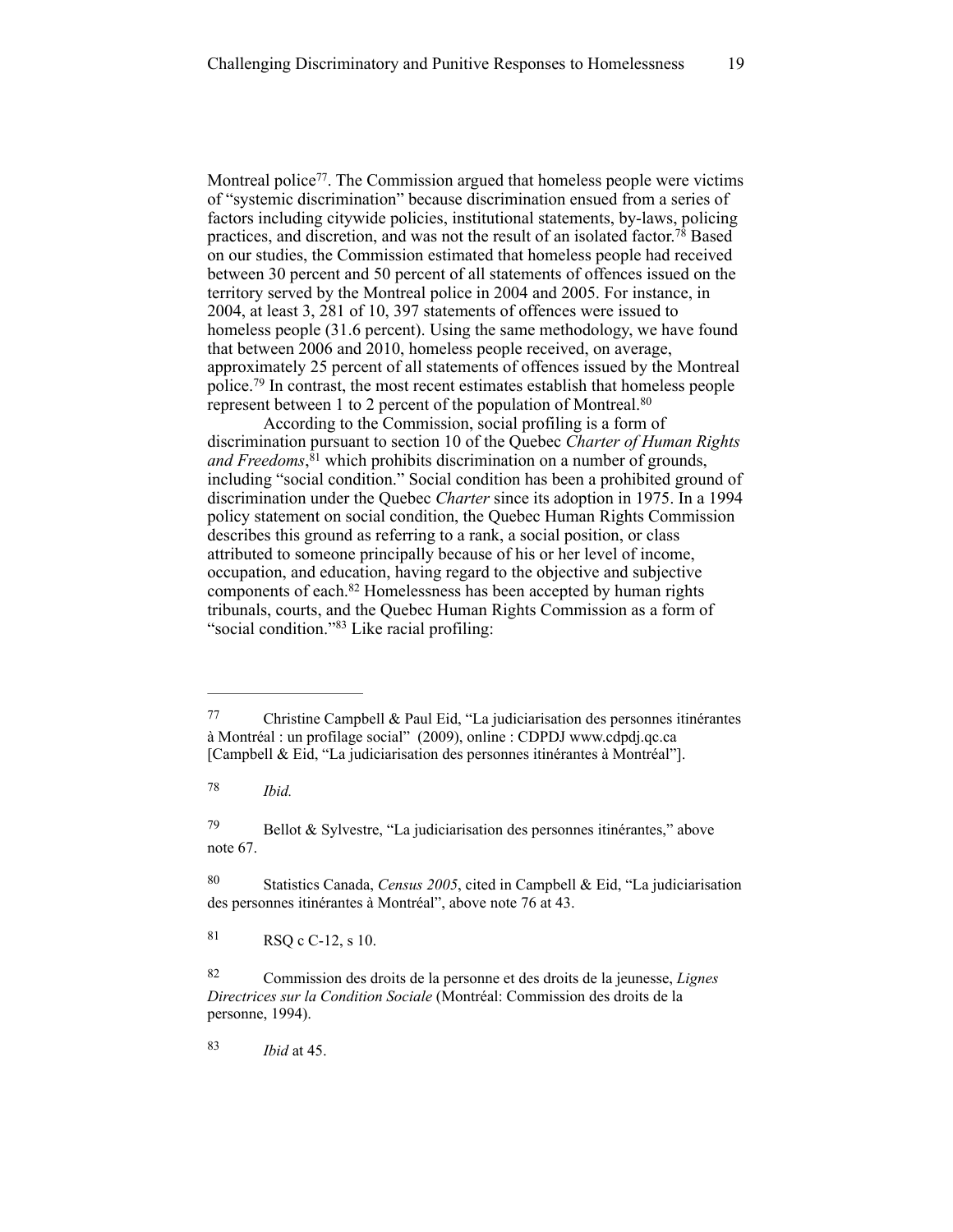Montreal police[77]. The Commission argued that homeless people were victims of "systemic discrimination" because discrimination ensued from a series of factors including citywide policies, institutional statements, by-laws, policing practices, and discretion, and was not the result of an isolated factor.[78] Based on our studies, the Commission estimated that homeless people had received between 30 percent and 50 percent of all statements of offences issued on the territory served by the Montreal police in 2004 and 2005. For instance, in 2004, at least 3, 281 of 10, 397 statements of offences were issued to homeless people (31.6 percent). Using the same methodology, we have found that between 2006 and 2010, homeless people received, on average, approximately 25 percent of all statements of offences issued by the Montreal police.[79] In contrast, the most recent estimates establish that homeless people represent between 1 to 2 percent of the population of Montreal.[80]

According to the Commission, social profiling is a form of discrimination pursuant to section 10 of the Quebec *Charter of Human Rights and Freedoms*,[81] which prohibits discrimination on a number of grounds, including "social condition." Social condition has been a prohibited ground of discrimination under the Quebec *Charter* since its adoption in 1975. In a 1994 policy statement on social condition, the Quebec Human Rights Commission describes this ground as referring to a rank, a social position, or class attributed to someone principally because of his or her level of income, occupation, and education, having regard to the objective and subjective components of each.[82] Homelessness has been accepted by human rights tribunals, courts, and the Quebec Human Rights Commission as a form of "social condition."[83] Like racial profiling:

---

[77] Christine Campbell & Paul Eid, "La judiciarisation des personnes itinérantes à Montréal : un profilage social" (2009), online : CDPDJ www.cdpdj.qc.ca [Campbell & Eid, "La judiciarisation des personnes itinérantes à Montréal"].

[78] *Ibid.*

[79] Bellot & Sylvestre, "La judiciarisation des personnes itinérantes," above note 67.

[80] Statistics Canada, *Census 2005*, cited in Campbell & Eid, "La judiciarisation des personnes itinérantes à Montréal", above note 76 at 43.

[81] RSQ c C-12, s 10.

[82] Commission des droits de la personne et des droits de la jeunesse, *Lignes Directrices sur la Condition Sociale* (Montréal: Commission des droits de la personne, 1994).

[83] *Ibid* at 45.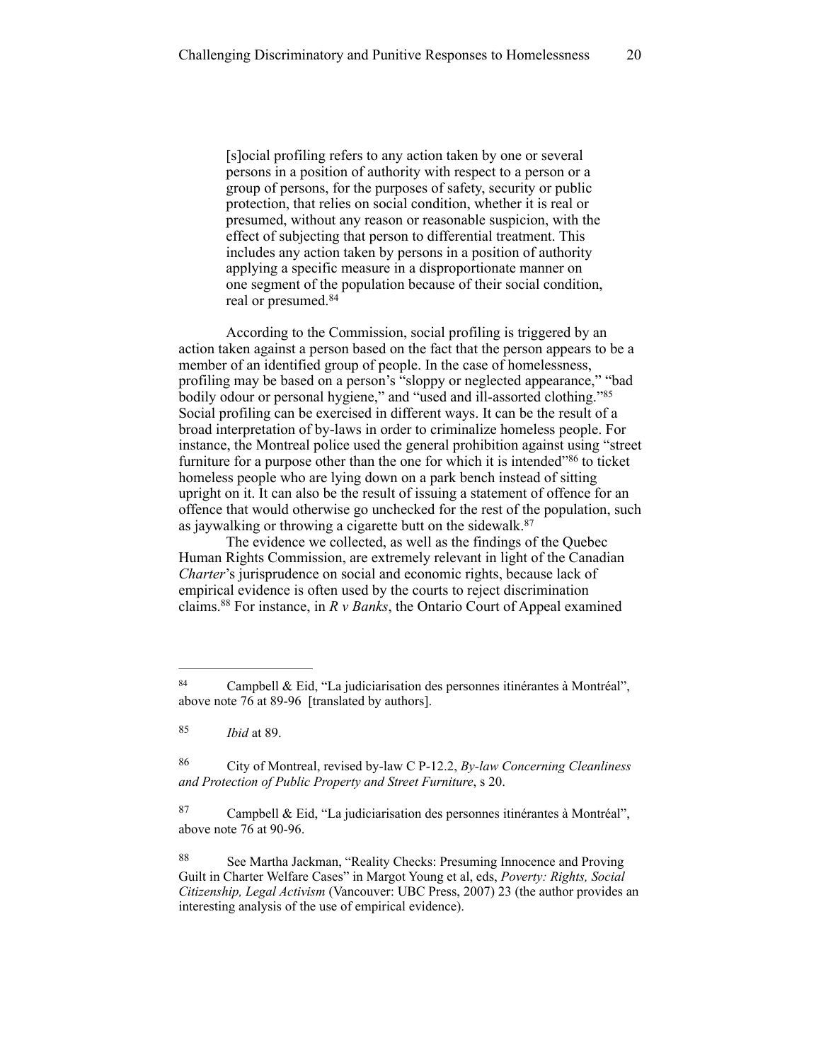> [s]ocial profiling refers to any action taken by one or several persons in a position of authority with respect to a person or a group of persons, for the purposes of safety, security or public protection, that relies on social condition, whether it is real or presumed, without any reason or reasonable suspicion, with the effect of subjecting that person to differential treatment. This includes any action taken by persons in a position of authority applying a specific measure in a disproportionate manner on one segment of the population because of their social condition, real or presumed.[84]

According to the Commission, social profiling is triggered by an action taken against a person based on the fact that the person appears to be a member of an identified group of people. In the case of homelessness, profiling may be based on a person's "sloppy or neglected appearance," "bad bodily odour or personal hygiene," and "used and ill-assorted clothing."[85] Social profiling can be exercised in different ways. It can be the result of a broad interpretation of by-laws in order to criminalize homeless people. For instance, the Montreal police used the general prohibition against using "street furniture for a purpose other than the one for which it is intended"[86] to ticket homeless people who are lying down on a park bench instead of sitting upright on it. It can also be the result of issuing a statement of offence for an offence that would otherwise go unchecked for the rest of the population, such as jaywalking or throwing a cigarette butt on the sidewalk.[87]

The evidence we collected, as well as the findings of the Quebec Human Rights Commission, are extremely relevant in light of the Canadian *Charter*'s jurisprudence on social and economic rights, because lack of empirical evidence is often used by the courts to reject discrimination claims.[88] For instance, in *R v Banks*, the Ontario Court of Appeal examined

---

[84] Campbell & Eid, "La judiciarisation des personnes itinérantes à Montréal", above note 76 at 89-96 [translated by authors].

[85] *Ibid* at 89.

[86] City of Montreal, revised by-law C P-12.2, *By-law Concerning Cleanliness and Protection of Public Property and Street Furniture*, s 20.

[87] Campbell & Eid, "La judiciarisation des personnes itinérantes à Montréal", above note 76 at 90-96.

[88] See Martha Jackman, "Reality Checks: Presuming Innocence and Proving Guilt in Charter Welfare Cases" in Margot Young et al, eds, *Poverty: Rights, Social Citizenship, Legal Activism* (Vancouver: UBC Press, 2007) 23 (the author provides an interesting analysis of the use of empirical evidence).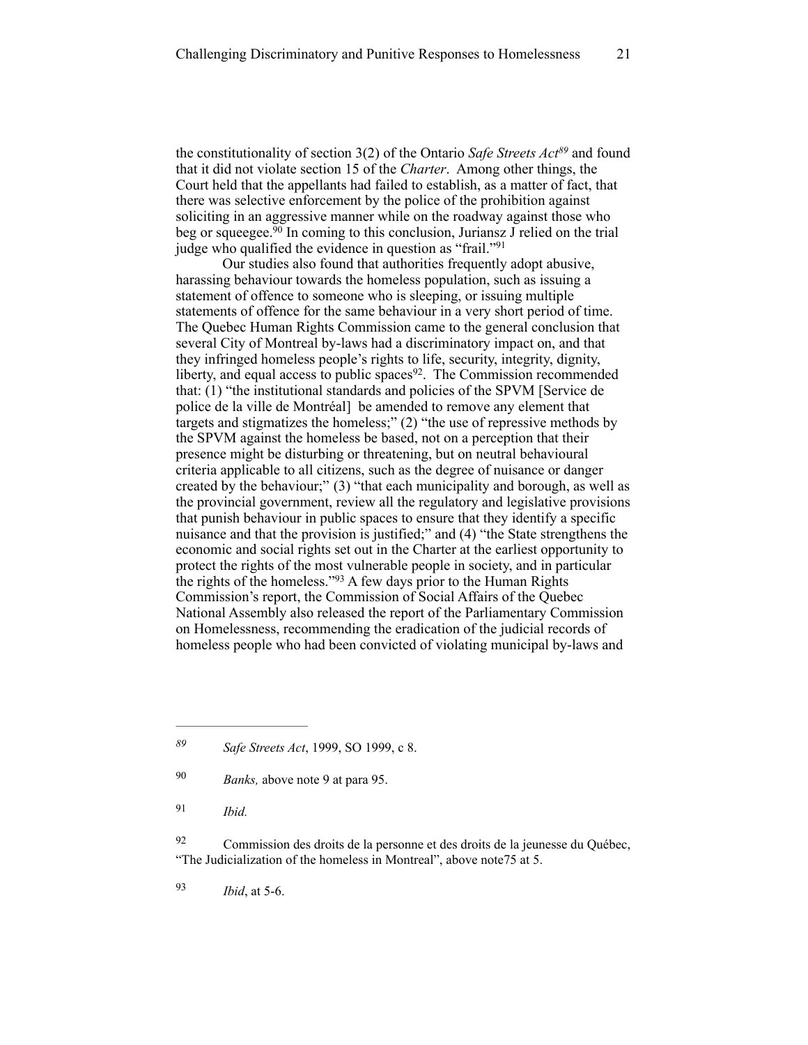the constitutionality of section 3(2) of the Ontario *Safe Streets Act*[89] and found that it did not violate section 15 of the *Charter*. Among other things, the Court held that the appellants had failed to establish, as a matter of fact, that there was selective enforcement by the police of the prohibition against soliciting in an aggressive manner while on the roadway against those who beg or squeegee.[90] In coming to this conclusion, Juriansz J relied on the trial judge who qualified the evidence in question as "frail."[91]

Our studies also found that authorities frequently adopt abusive, harassing behaviour towards the homeless population, such as issuing a statement of offence to someone who is sleeping, or issuing multiple statements of offence for the same behaviour in a very short period of time. The Quebec Human Rights Commission came to the general conclusion that several City of Montreal by-laws had a discriminatory impact on, and that they infringed homeless people's rights to life, security, integrity, dignity, liberty, and equal access to public spaces[92]. The Commission recommended that: (1) "the institutional standards and policies of the SPVM [Service de police de la ville de Montréal] be amended to remove any element that targets and stigmatizes the homeless;" (2) "the use of repressive methods by the SPVM against the homeless be based, not on a perception that their presence might be disturbing or threatening, but on neutral behavioural criteria applicable to all citizens, such as the degree of nuisance or danger created by the behaviour;" (3) "that each municipality and borough, as well as the provincial government, review all the regulatory and legislative provisions that punish behaviour in public spaces to ensure that they identify a specific nuisance and that the provision is justified;" and (4) "the State strengthens the economic and social rights set out in the Charter at the earliest opportunity to protect the rights of the most vulnerable people in society, and in particular the rights of the homeless."[93] A few days prior to the Human Rights Commission's report, the Commission of Social Affairs of the Quebec National Assembly also released the report of the Parliamentary Commission on Homelessness, recommending the eradication of the judicial records of homeless people who had been convicted of violating municipal by-laws and

---

[89] *Safe Streets Act*, 1999, SO 1999, c 8.

[90] *Banks,* above note 9 at para 95.

[91] *Ibid.*

[92] Commission des droits de la personne et des droits de la jeunesse du Québec, "The Judicialization of the homeless in Montreal", above note75 at 5.

[93] *Ibid*, at 5-6.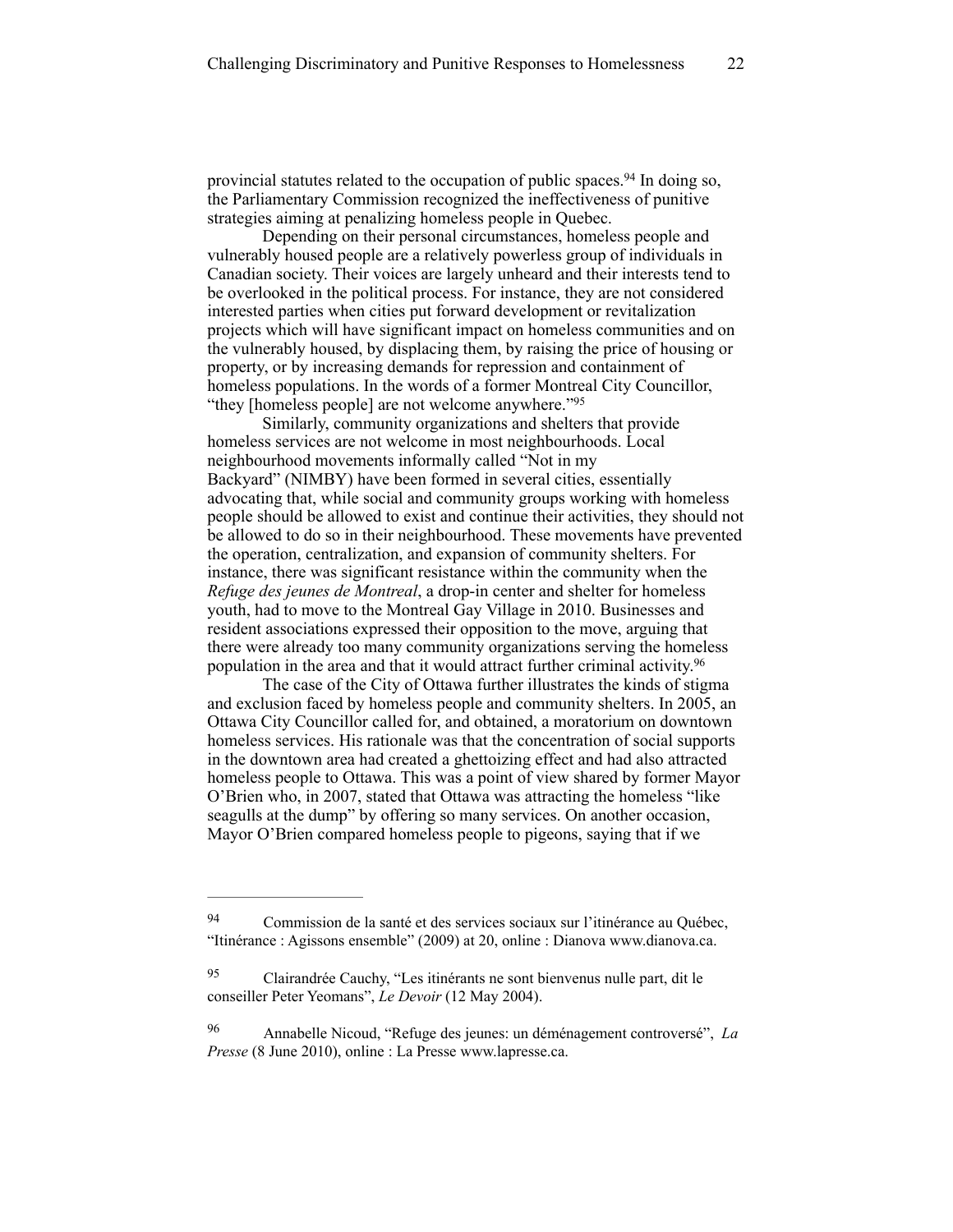provincial statutes related to the occupation of public spaces.[94] In doing so, the Parliamentary Commission recognized the ineffectiveness of punitive strategies aiming at penalizing homeless people in Quebec.

Depending on their personal circumstances, homeless people and vulnerably housed people are a relatively powerless group of individuals in Canadian society. Their voices are largely unheard and their interests tend to be overlooked in the political process. For instance, they are not considered interested parties when cities put forward development or revitalization projects which will have significant impact on homeless communities and on the vulnerably housed, by displacing them, by raising the price of housing or property, or by increasing demands for repression and containment of homeless populations. In the words of a former Montreal City Councillor, "they [homeless people] are not welcome anywhere."[95]

Similarly, community organizations and shelters that provide homeless services are not welcome in most neighbourhoods. Local neighbourhood movements informally called "Not in my Backyard" (NIMBY) have been formed in several cities, essentially advocating that, while social and community groups working with homeless people should be allowed to exist and continue their activities, they should not be allowed to do so in their neighbourhood. These movements have prevented the operation, centralization, and expansion of community shelters. For instance, there was significant resistance within the community when the *Refuge des jeunes de Montreal*, a drop-in center and shelter for homeless youth, had to move to the Montreal Gay Village in 2010. Businesses and resident associations expressed their opposition to the move, arguing that there were already too many community organizations serving the homeless population in the area and that it would attract further criminal activity.[96]

The case of the City of Ottawa further illustrates the kinds of stigma and exclusion faced by homeless people and community shelters. In 2005, an Ottawa City Councillor called for, and obtained, a moratorium on downtown homeless services. His rationale was that the concentration of social supports in the downtown area had created a ghettoizing effect and had also attracted homeless people to Ottawa. This was a point of view shared by former Mayor O'Brien who, in 2007, stated that Ottawa was attracting the homeless "like seagulls at the dump" by offering so many services. On another occasion, Mayor O'Brien compared homeless people to pigeons, saying that if we

---

[94] Commission de la santé et des services sociaux sur l'itinérance au Québec, "Itinérance : Agissons ensemble" (2009) at 20, online : Dianova www.dianova.ca.

[95] Clairandrée Cauchy, "Les itinérants ne sont bienvenus nulle part, dit le conseiller Peter Yeomans", *Le Devoir* (12 May 2004).

[96] Annabelle Nicoud, "Refuge des jeunes: un déménagement controversé", *La Presse* (8 June 2010), online : La Presse www.lapresse.ca.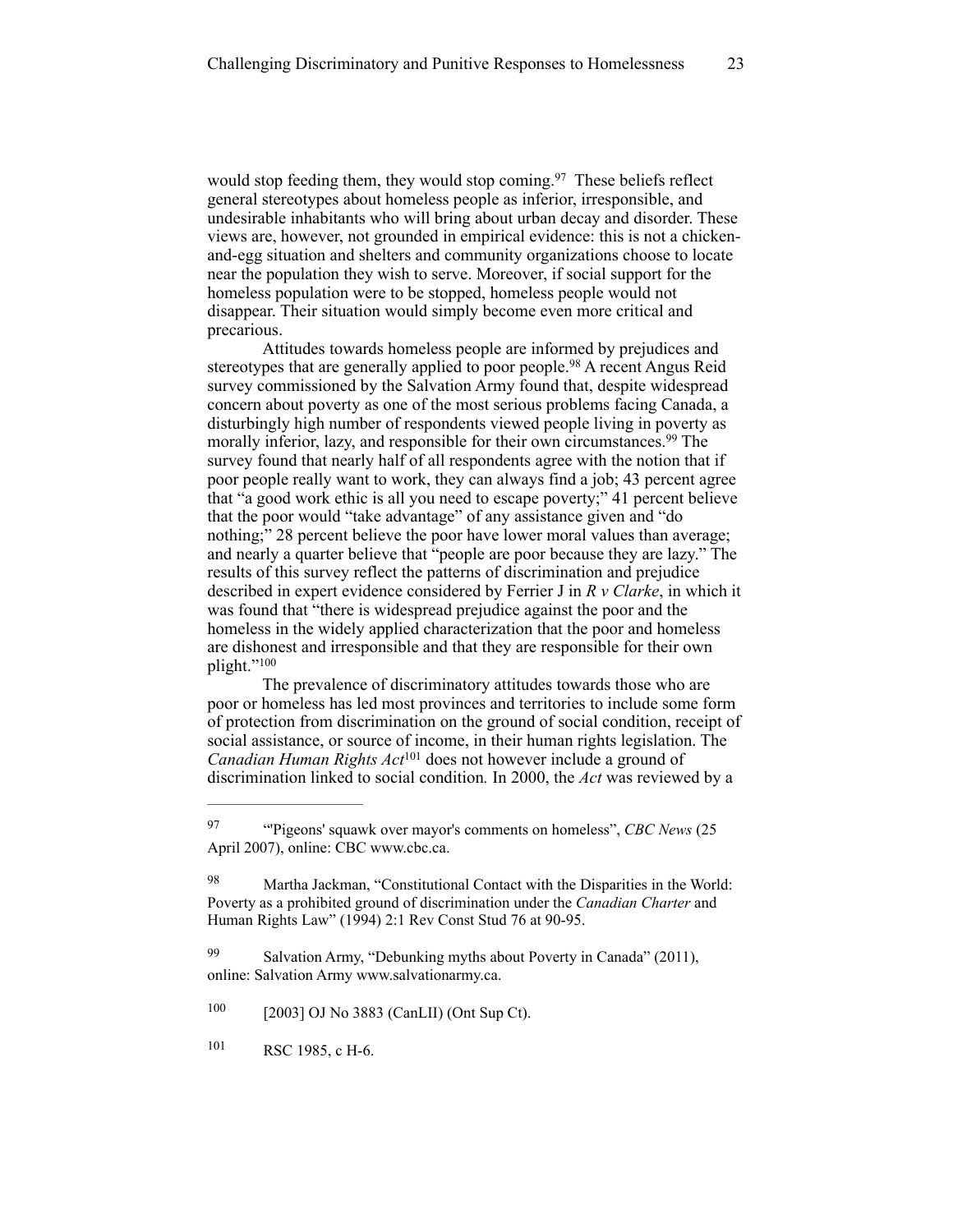would stop feeding them, they would stop coming.[97] These beliefs reflect general stereotypes about homeless people as inferior, irresponsible, and undesirable inhabitants who will bring about urban decay and disorder. These views are, however, not grounded in empirical evidence: this is not a chicken-and-egg situation and shelters and community organizations choose to locate near the population they wish to serve. Moreover, if social support for the homeless population were to be stopped, homeless people would not disappear. Their situation would simply become even more critical and precarious.

Attitudes towards homeless people are informed by prejudices and stereotypes that are generally applied to poor people.[98] A recent Angus Reid survey commissioned by the Salvation Army found that, despite widespread concern about poverty as one of the most serious problems facing Canada, a disturbingly high number of respondents viewed people living in poverty as morally inferior, lazy, and responsible for their own circumstances.[99] The survey found that nearly half of all respondents agree with the notion that if poor people really want to work, they can always find a job; 43 percent agree that "a good work ethic is all you need to escape poverty;" 41 percent believe that the poor would "take advantage" of any assistance given and "do nothing;" 28 percent believe the poor have lower moral values than average; and nearly a quarter believe that "people are poor because they are lazy." The results of this survey reflect the patterns of discrimination and prejudice described in expert evidence considered by Ferrier J in *R v Clarke*, in which it was found that "there is widespread prejudice against the poor and the homeless in the widely applied characterization that the poor and homeless are dishonest and irresponsible and that they are responsible for their own plight."[100]

The prevalence of discriminatory attitudes towards those who are poor or homeless has led most provinces and territories to include some form of protection from discrimination on the ground of social condition, receipt of social assistance, or source of income, in their human rights legislation. The *Canadian Human Rights Act*[101] does not however include a ground of discrimination linked to social condition. In 2000, the *Act* was reviewed by a

---

[97] "'Pigeons' squawk over mayor's comments on homeless", *CBC News* (25 April 2007), online: CBC www.cbc.ca.

[98] Martha Jackman, "Constitutional Contact with the Disparities in the World: Poverty as a prohibited ground of discrimination under the *Canadian Charter* and Human Rights Law" (1994) 2:1 Rev Const Stud 76 at 90-95.

[99] Salvation Army, "Debunking myths about Poverty in Canada" (2011), online: Salvation Army www.salvationarmy.ca.

[100] [2003] OJ No 3883 (CanLII) (Ont Sup Ct).

[101] RSC 1985, c H-6.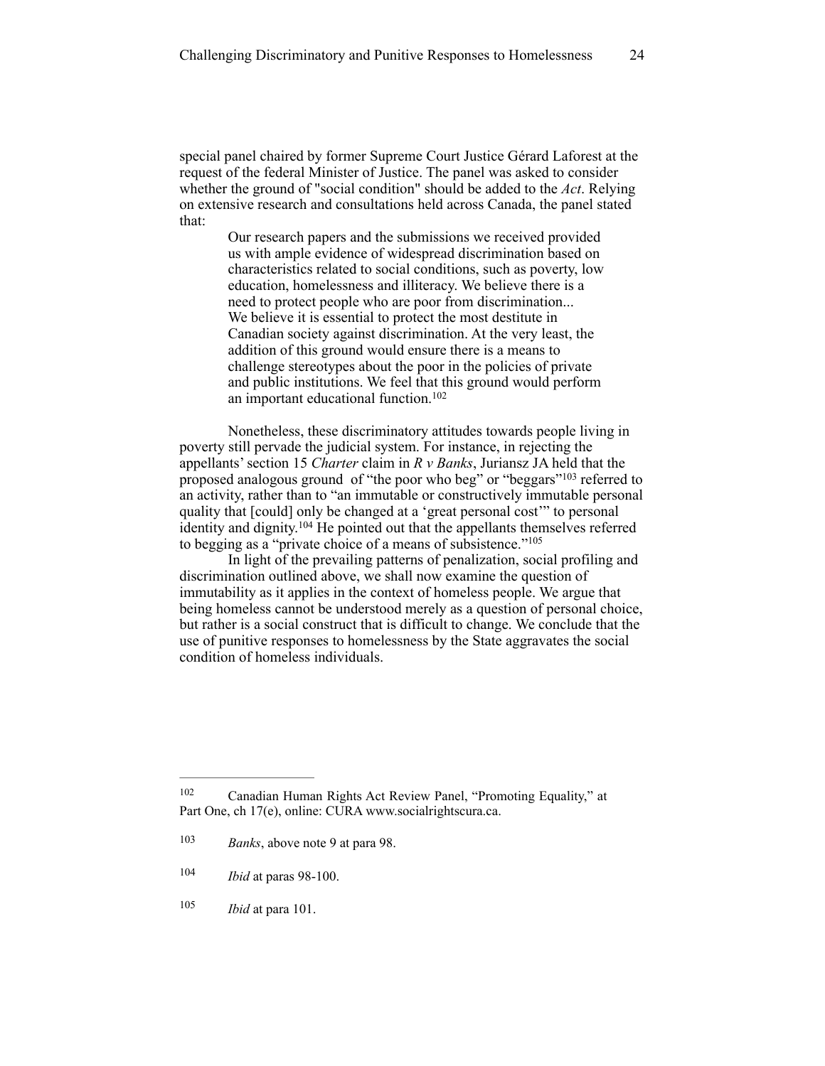special panel chaired by former Supreme Court Justice Gérard Laforest at the request of the federal Minister of Justice. The panel was asked to consider whether the ground of "social condition" should be added to the *Act*. Relying on extensive research and consultations held across Canada, the panel stated that:

> Our research papers and the submissions we received provided us with ample evidence of widespread discrimination based on characteristics related to social conditions, such as poverty, low education, homelessness and illiteracy. We believe there is a need to protect people who are poor from discrimination... We believe it is essential to protect the most destitute in Canadian society against discrimination. At the very least, the addition of this ground would ensure there is a means to challenge stereotypes about the poor in the policies of private and public institutions. We feel that this ground would perform an important educational function.[102]

Nonetheless, these discriminatory attitudes towards people living in poverty still pervade the judicial system. For instance, in rejecting the appellants' section 15 *Charter* claim in *R v Banks*, Juriansz JA held that the proposed analogous ground of "the poor who beg" or "beggars"[103] referred to an activity, rather than to "an immutable or constructively immutable personal quality that [could] only be changed at a 'great personal cost'" to personal identity and dignity.[104] He pointed out that the appellants themselves referred to begging as a "private choice of a means of subsistence."[105]

In light of the prevailing patterns of penalization, social profiling and discrimination outlined above, we shall now examine the question of immutability as it applies in the context of homeless people. We argue that being homeless cannot be understood merely as a question of personal choice, but rather is a social construct that is difficult to change. We conclude that the use of punitive responses to homelessness by the State aggravates the social condition of homeless individuals.

---

[102] Canadian Human Rights Act Review Panel, "Promoting Equality," at Part One, ch 17(e), online: CURA www.socialrightscura.ca.

[103] *Banks*, above note 9 at para 98.

[104] *Ibid* at paras 98-100.

[105] *Ibid* at para 101.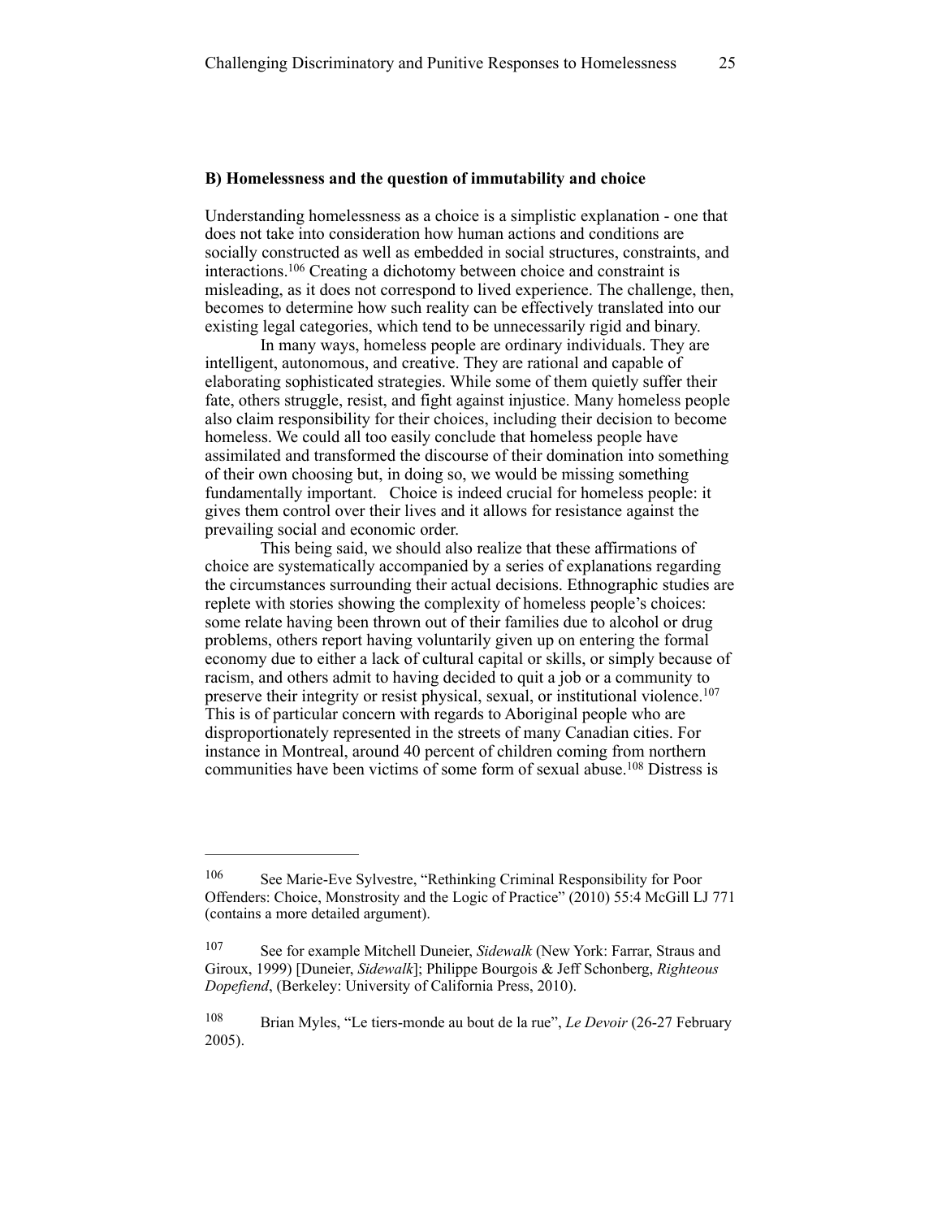### B) Homelessness and the question of immutability and choice

Understanding homelessness as a choice is a simplistic explanation - one that does not take into consideration how human actions and conditions are socially constructed as well as embedded in social structures, constraints, and interactions.[106] Creating a dichotomy between choice and constraint is misleading, as it does not correspond to lived experience. The challenge, then, becomes to determine how such reality can be effectively translated into our existing legal categories, which tend to be unnecessarily rigid and binary.

In many ways, homeless people are ordinary individuals. They are intelligent, autonomous, and creative. They are rational and capable of elaborating sophisticated strategies. While some of them quietly suffer their fate, others struggle, resist, and fight against injustice. Many homeless people also claim responsibility for their choices, including their decision to become homeless. We could all too easily conclude that homeless people have assimilated and transformed the discourse of their domination into something of their own choosing but, in doing so, we would be missing something fundamentally important. Choice is indeed crucial for homeless people: it gives them control over their lives and it allows for resistance against the prevailing social and economic order.

This being said, we should also realize that these affirmations of choice are systematically accompanied by a series of explanations regarding the circumstances surrounding their actual decisions. Ethnographic studies are replete with stories showing the complexity of homeless people's choices: some relate having been thrown out of their families due to alcohol or drug problems, others report having voluntarily given up on entering the formal economy due to either a lack of cultural capital or skills, or simply because of racism, and others admit to having decided to quit a job or a community to preserve their integrity or resist physical, sexual, or institutional violence.[107] This is of particular concern with regards to Aboriginal people who are disproportionately represented in the streets of many Canadian cities. For instance in Montreal, around 40 percent of children coming from northern communities have been victims of some form of sexual abuse.[108] Distress is

---

[106] See Marie-Eve Sylvestre, "Rethinking Criminal Responsibility for Poor Offenders: Choice, Monstrosity and the Logic of Practice" (2010) 55:4 McGill LJ 771 (contains a more detailed argument).

[107] See for example Mitchell Duneier, *Sidewalk* (New York: Farrar, Straus and Giroux, 1999) [Duneier, *Sidewalk*]; Philippe Bourgois & Jeff Schonberg, *Righteous Dopefiend*, (Berkeley: University of California Press, 2010).

[108] Brian Myles, "Le tiers-monde au bout de la rue", *Le Devoir* (26-27 February 2005).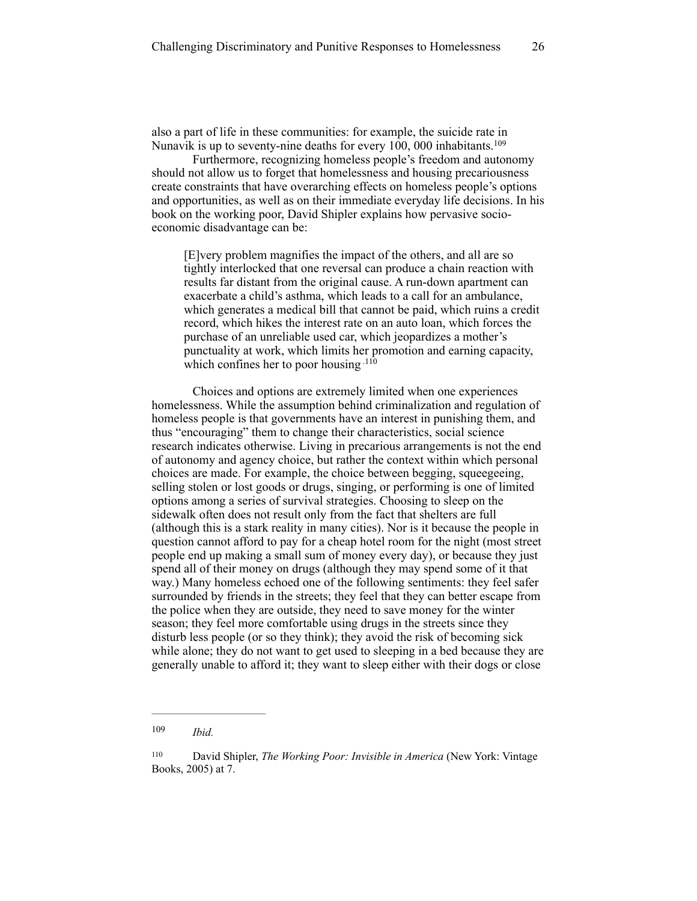also a part of life in these communities: for example, the suicide rate in Nunavik is up to seventy-nine deaths for every 100, 000 inhabitants.[109]

Furthermore, recognizing homeless people's freedom and autonomy should not allow us to forget that homelessness and housing precariousness create constraints that have overarching effects on homeless people's options and opportunities, as well as on their immediate everyday life decisions. In his book on the working poor, David Shipler explains how pervasive socio-economic disadvantage can be:

> [E]very problem magnifies the impact of the others, and all are so tightly interlocked that one reversal can produce a chain reaction with results far distant from the original cause. A run-down apartment can exacerbate a child's asthma, which leads to a call for an ambulance, which generates a medical bill that cannot be paid, which ruins a credit record, which hikes the interest rate on an auto loan, which forces the purchase of an unreliable used car, which jeopardizes a mother's punctuality at work, which limits her promotion and earning capacity, which confines her to poor housing.[110]

Choices and options are extremely limited when one experiences homelessness. While the assumption behind criminalization and regulation of homeless people is that governments have an interest in punishing them, and thus "encouraging" them to change their characteristics, social science research indicates otherwise. Living in precarious arrangements is not the end of autonomy and agency choice, but rather the context within which personal choices are made. For example, the choice between begging, squeegeeing, selling stolen or lost goods or drugs, singing, or performing is one of limited options among a series of survival strategies. Choosing to sleep on the sidewalk often does not result only from the fact that shelters are full (although this is a stark reality in many cities). Nor is it because the people in question cannot afford to pay for a cheap hotel room for the night (most street people end up making a small sum of money every day), or because they just spend all of their money on drugs (although they may spend some of it that way.) Many homeless echoed one of the following sentiments: they feel safer surrounded by friends in the streets; they feel that they can better escape from the police when they are outside, they need to save money for the winter season; they feel more comfortable using drugs in the streets since they disturb less people (or so they think); they avoid the risk of becoming sick while alone; they do not want to get used to sleeping in a bed because they are generally unable to afford it; they want to sleep either with their dogs or close

---

[109] *Ibid.*

[110] David Shipler, *The Working Poor: Invisible in America* (New York: Vintage Books, 2005) at 7.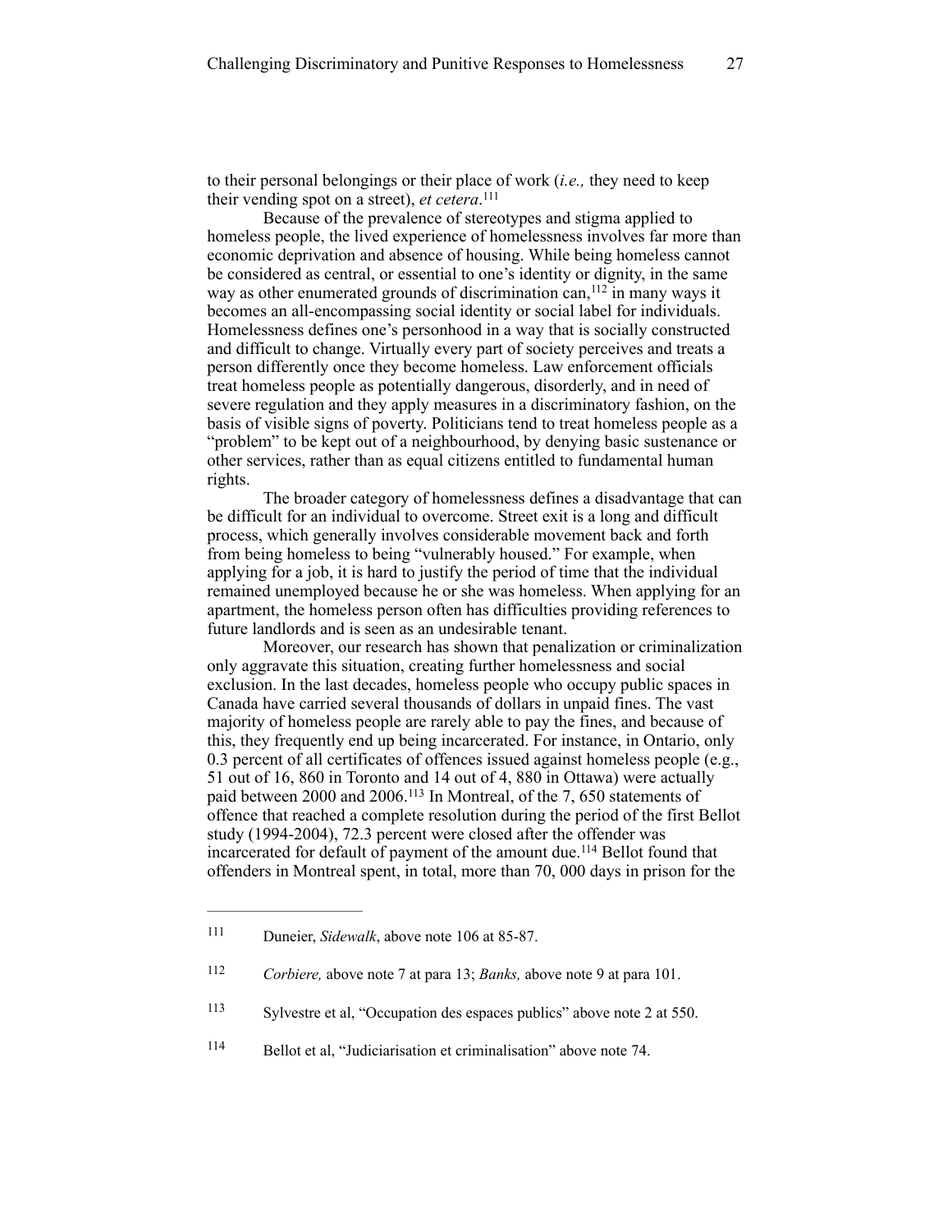to their personal belongings or their place of work (*i.e.,* they need to keep their vending spot on a street), *et cetera*.[111]

Because of the prevalence of stereotypes and stigma applied to homeless people, the lived experience of homelessness involves far more than economic deprivation and absence of housing. While being homeless cannot be considered as central, or essential to one's identity or dignity, in the same way as other enumerated grounds of discrimination can,[112] in many ways it becomes an all-encompassing social identity or social label for individuals. Homelessness defines one's personhood in a way that is socially constructed and difficult to change. Virtually every part of society perceives and treats a person differently once they become homeless. Law enforcement officials treat homeless people as potentially dangerous, disorderly, and in need of severe regulation and they apply measures in a discriminatory fashion, on the basis of visible signs of poverty. Politicians tend to treat homeless people as a "problem" to be kept out of a neighbourhood, by denying basic sustenance or other services, rather than as equal citizens entitled to fundamental human rights.

The broader category of homelessness defines a disadvantage that can be difficult for an individual to overcome. Street exit is a long and difficult process, which generally involves considerable movement back and forth from being homeless to being "vulnerably housed." For example, when applying for a job, it is hard to justify the period of time that the individual remained unemployed because he or she was homeless. When applying for an apartment, the homeless person often has difficulties providing references to future landlords and is seen as an undesirable tenant.

Moreover, our research has shown that penalization or criminalization only aggravate this situation, creating further homelessness and social exclusion. In the last decades, homeless people who occupy public spaces in Canada have carried several thousands of dollars in unpaid fines. The vast majority of homeless people are rarely able to pay the fines, and because of this, they frequently end up being incarcerated. For instance, in Ontario, only 0.3 percent of all certificates of offences issued against homeless people (e.g., 51 out of 16, 860 in Toronto and 14 out of 4, 880 in Ottawa) were actually paid between 2000 and 2006.[113] In Montreal, of the 7, 650 statements of offence that reached a complete resolution during the period of the first Bellot study (1994-2004), 72.3 percent were closed after the offender was incarcerated for default of payment of the amount due.[114] Bellot found that offenders in Montreal spent, in total, more than 70, 000 days in prison for the

---

[111] Duneier, *Sidewalk*, above note 106 at 85-87.

[112] *Corbiere,* above note 7 at para 13; *Banks,* above note 9 at para 101.

[113] Sylvestre et al, "Occupation des espaces publics" above note 2 at 550.

[114] Bellot et al, "Judiciarisation et criminalisation" above note 74.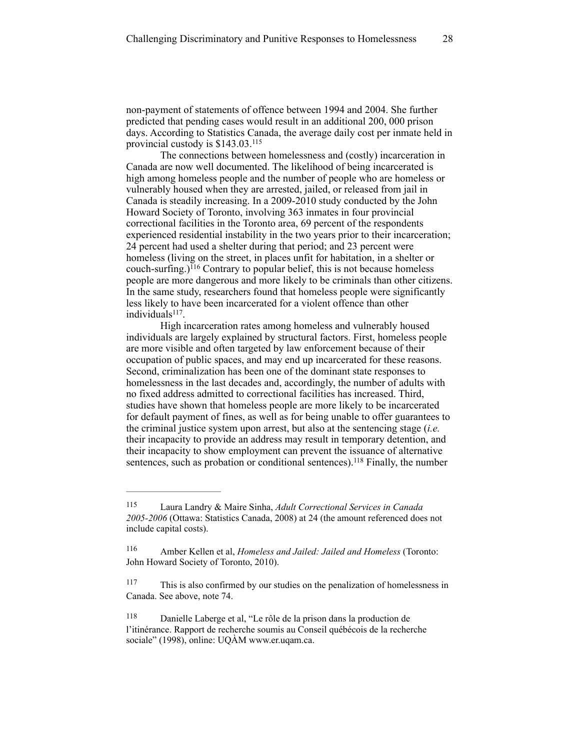non-payment of statements of offence between 1994 and 2004. She further predicted that pending cases would result in an additional 200, 000 prison days. According to Statistics Canada, the average daily cost per inmate held in provincial custody is $143.03.[115]

The connections between homelessness and (costly) incarceration in Canada are now well documented. The likelihood of being incarcerated is high among homeless people and the number of people who are homeless or vulnerably housed when they are arrested, jailed, or released from jail in Canada is steadily increasing. In a 2009-2010 study conducted by the John Howard Society of Toronto, involving 363 inmates in four provincial correctional facilities in the Toronto area, 69 percent of the respondents experienced residential instability in the two years prior to their incarceration; 24 percent had used a shelter during that period; and 23 percent were homeless (living on the street, in places unfit for habitation, in a shelter or couch-surfing.)[116] Contrary to popular belief, this is not because homeless people are more dangerous and more likely to be criminals than other citizens. In the same study, researchers found that homeless people were significantly less likely to have been incarcerated for a violent offence than other individuals[117].

High incarceration rates among homeless and vulnerably housed individuals are largely explained by structural factors. First, homeless people are more visible and often targeted by law enforcement because of their occupation of public spaces, and may end up incarcerated for these reasons. Second, criminalization has been one of the dominant state responses to homelessness in the last decades and, accordingly, the number of adults with no fixed address admitted to correctional facilities has increased. Third, studies have shown that homeless people are more likely to be incarcerated for default payment of fines, as well as for being unable to offer guarantees to the criminal justice system upon arrest, but also at the sentencing stage (*i.e.* their incapacity to provide an address may result in temporary detention, and their incapacity to show employment can prevent the issuance of alternative sentences, such as probation or conditional sentences).[118] Finally, the number

---

[115] Laura Landry & Maire Sinha, *Adult Correctional Services in Canada 2005-2006* (Ottawa: Statistics Canada, 2008) at 24 (the amount referenced does not include capital costs).

[116] Amber Kellen et al, *Homeless and Jailed: Jailed and Homeless* (Toronto: John Howard Society of Toronto, 2010).

[117] This is also confirmed by our studies on the penalization of homelessness in Canada. See above, note 74.

[118] Danielle Laberge et al, "Le rôle de la prison dans la production de l'itinérance. Rapport de recherche soumis au Conseil québécois de la recherche sociale" (1998), online: UQÀM www.er.uqam.ca.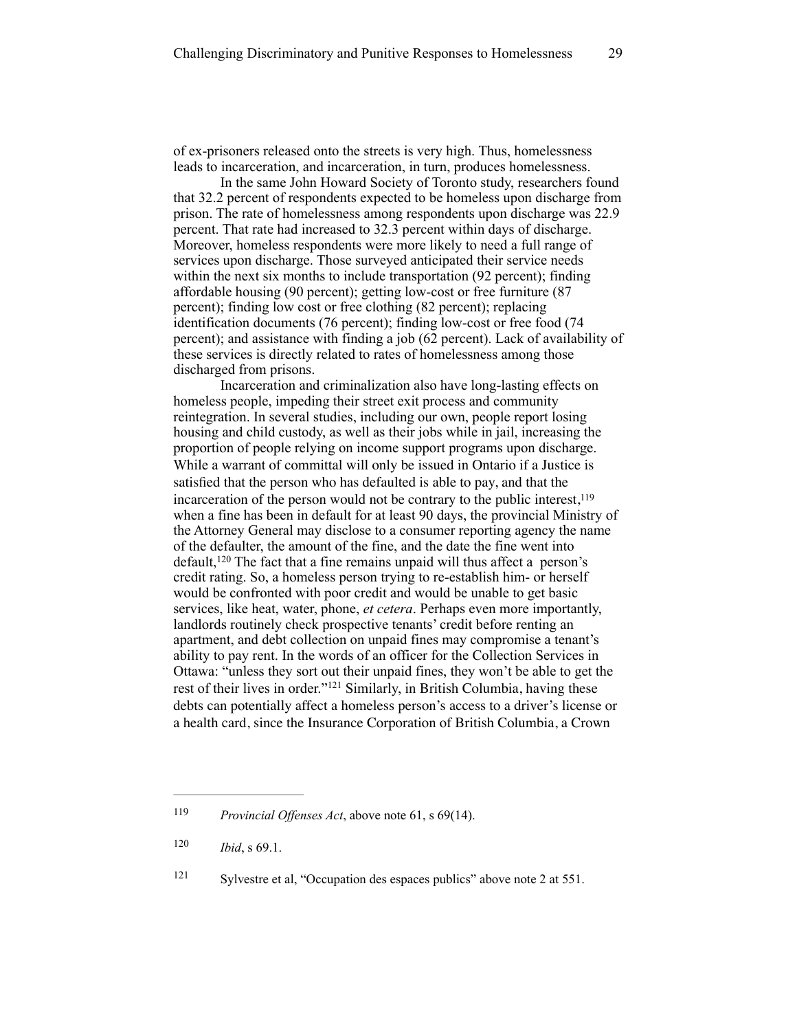of ex-prisoners released onto the streets is very high. Thus, homelessness leads to incarceration, and incarceration, in turn, produces homelessness.

In the same John Howard Society of Toronto study, researchers found that 32.2 percent of respondents expected to be homeless upon discharge from prison. The rate of homelessness among respondents upon discharge was 22.9 percent. That rate had increased to 32.3 percent within days of discharge. Moreover, homeless respondents were more likely to need a full range of services upon discharge. Those surveyed anticipated their service needs within the next six months to include transportation (92 percent); finding affordable housing (90 percent); getting low-cost or free furniture (87 percent); finding low cost or free clothing (82 percent); replacing identification documents (76 percent); finding low-cost or free food (74 percent); and assistance with finding a job (62 percent). Lack of availability of these services is directly related to rates of homelessness among those discharged from prisons.

Incarceration and criminalization also have long-lasting effects on homeless people, impeding their street exit process and community reintegration. In several studies, including our own, people report losing housing and child custody, as well as their jobs while in jail, increasing the proportion of people relying on income support programs upon discharge. While a warrant of committal will only be issued in Ontario if a Justice is satisfied that the person who has defaulted is able to pay, and that the incarceration of the person would not be contrary to the public interest,[119] when a fine has been in default for at least 90 days, the provincial Ministry of the Attorney General may disclose to a consumer reporting agency the name of the defaulter, the amount of the fine, and the date the fine went into default,[120] The fact that a fine remains unpaid will thus affect a person's credit rating. So, a homeless person trying to re-establish him- or herself would be confronted with poor credit and would be unable to get basic services, like heat, water, phone, *et cetera*. Perhaps even more importantly, landlords routinely check prospective tenants' credit before renting an apartment, and debt collection on unpaid fines may compromise a tenant's ability to pay rent. In the words of an officer for the Collection Services in Ottawa: "unless they sort out their unpaid fines, they won't be able to get the rest of their lives in order."[121] Similarly, in British Columbia, having these debts can potentially affect a homeless person's access to a driver's license or a health card, since the Insurance Corporation of British Columbia, a Crown

---

[119] *Provincial Offenses Act*, above note 61, s 69(14).

[120] *Ibid*, s 69.1.

[121] Sylvestre et al, "Occupation des espaces publics" above note 2 at 551.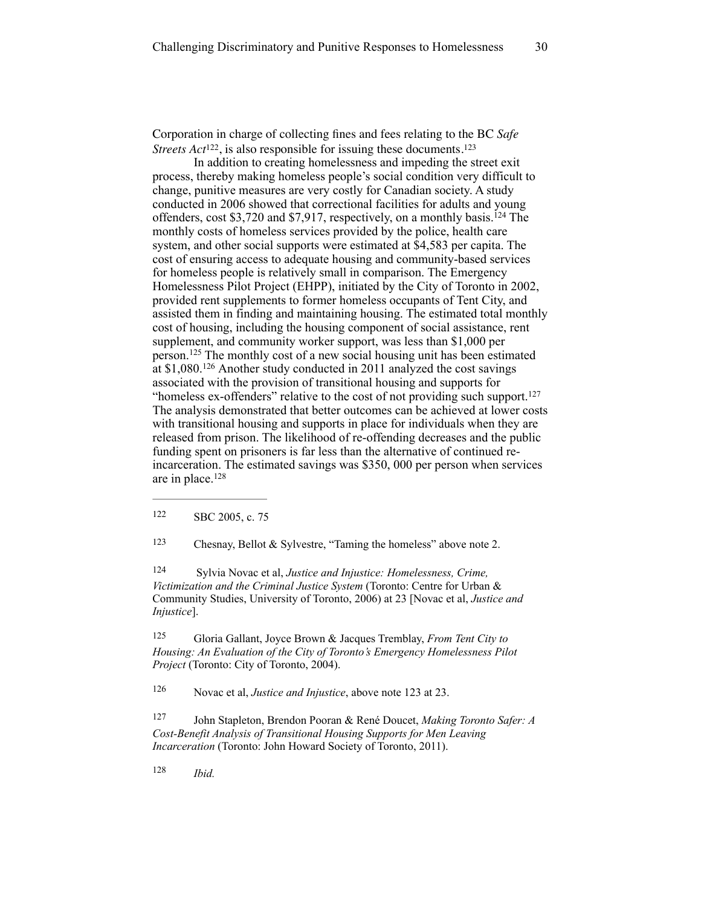Corporation in charge of collecting fines and fees relating to the BC *Safe Streets Act*[122], is also responsible for issuing these documents.[123]

In addition to creating homelessness and impeding the street exit process, thereby making homeless people's social condition very difficult to change, punitive measures are very costly for Canadian society. A study conducted in 2006 showed that correctional facilities for adults and young offenders, cost $3,720 and $7,917, respectively, on a monthly basis.[124] The monthly costs of homeless services provided by the police, health care system, and other social supports were estimated at $4,583 per capita. The cost of ensuring access to adequate housing and community-based services for homeless people is relatively small in comparison. The Emergency Homelessness Pilot Project (EHPP), initiated by the City of Toronto in 2002, provided rent supplements to former homeless occupants of Tent City, and assisted them in finding and maintaining housing. The estimated total monthly cost of housing, including the housing component of social assistance, rent supplement, and community worker support, was less than $1,000 per person.[125] The monthly cost of a new social housing unit has been estimated at $1,080.[126] Another study conducted in 2011 analyzed the cost savings associated with the provision of transitional housing and supports for "homeless ex-offenders" relative to the cost of not providing such support.[127] The analysis demonstrated that better outcomes can be achieved at lower costs with transitional housing and supports in place for individuals when they are released from prison. The likelihood of re-offending decreases and the public funding spent on prisoners is far less than the alternative of continued re-incarceration. The estimated savings was $350, 000 per person when services are in place.[128]

---

[122] SBC 2005, c. 75

[123] Chesnay, Bellot & Sylvestre, "Taming the homeless" above note 2.

[124] Sylvia Novac et al, *Justice and Injustice: Homelessness, Crime, Victimization and the Criminal Justice System* (Toronto: Centre for Urban & Community Studies, University of Toronto, 2006) at 23 [Novac et al, *Justice and Injustice*].

[125] Gloria Gallant, Joyce Brown & Jacques Tremblay, *From Tent City to Housing: An Evaluation of the City of Toronto's Emergency Homelessness Pilot Project* (Toronto: City of Toronto, 2004).

[126] Novac et al, *Justice and Injustice*, above note 123 at 23.

[127] John Stapleton, Brendon Pooran & René Doucet, *Making Toronto Safer: A Cost-Benefit Analysis of Transitional Housing Supports for Men Leaving Incarceration* (Toronto: John Howard Society of Toronto, 2011).

[128] *Ibid.*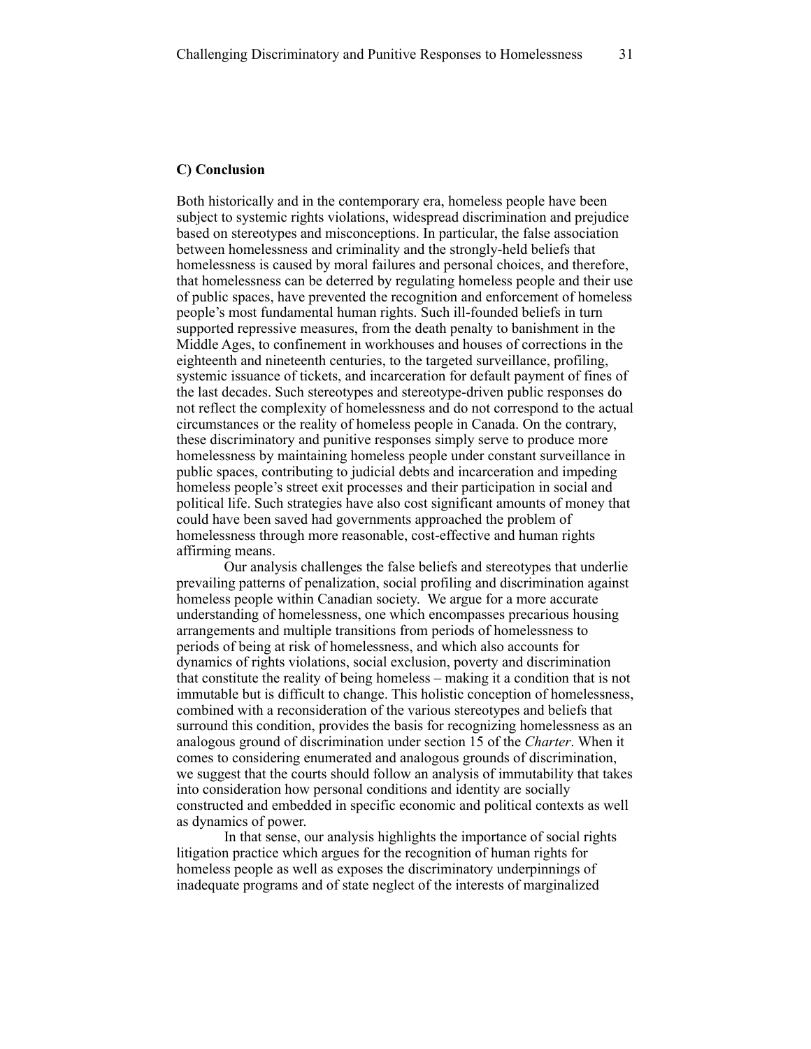### C) Conclusion

Both historically and in the contemporary era, homeless people have been subject to systemic rights violations, widespread discrimination and prejudice based on stereotypes and misconceptions. In particular, the false association between homelessness and criminality and the strongly-held beliefs that homelessness is caused by moral failures and personal choices, and therefore, that homelessness can be deterred by regulating homeless people and their use of public spaces, have prevented the recognition and enforcement of homeless people's most fundamental human rights. Such ill-founded beliefs in turn supported repressive measures, from the death penalty to banishment in the Middle Ages, to confinement in workhouses and houses of corrections in the eighteenth and nineteenth centuries, to the targeted surveillance, profiling, systemic issuance of tickets, and incarceration for default payment of fines of the last decades. Such stereotypes and stereotype-driven public responses do not reflect the complexity of homelessness and do not correspond to the actual circumstances or the reality of homeless people in Canada. On the contrary, these discriminatory and punitive responses simply serve to produce more homelessness by maintaining homeless people under constant surveillance in public spaces, contributing to judicial debts and incarceration and impeding homeless people's street exit processes and their participation in social and political life. Such strategies have also cost significant amounts of money that could have been saved had governments approached the problem of homelessness through more reasonable, cost-effective and human rights affirming means.

Our analysis challenges the false beliefs and stereotypes that underlie prevailing patterns of penalization, social profiling and discrimination against homeless people within Canadian society. We argue for a more accurate understanding of homelessness, one which encompasses precarious housing arrangements and multiple transitions from periods of homelessness to periods of being at risk of homelessness, and which also accounts for dynamics of rights violations, social exclusion, poverty and discrimination that constitute the reality of being homeless – making it a condition that is not immutable but is difficult to change. This holistic conception of homelessness, combined with a reconsideration of the various stereotypes and beliefs that surround this condition, provides the basis for recognizing homelessness as an analogous ground of discrimination under section 15 of the *Charter*. When it comes to considering enumerated and analogous grounds of discrimination, we suggest that the courts should follow an analysis of immutability that takes into consideration how personal conditions and identity are socially constructed and embedded in specific economic and political contexts as well as dynamics of power.

In that sense, our analysis highlights the importance of social rights litigation practice which argues for the recognition of human rights for homeless people as well as exposes the discriminatory underpinnings of inadequate programs and of state neglect of the interests of marginalized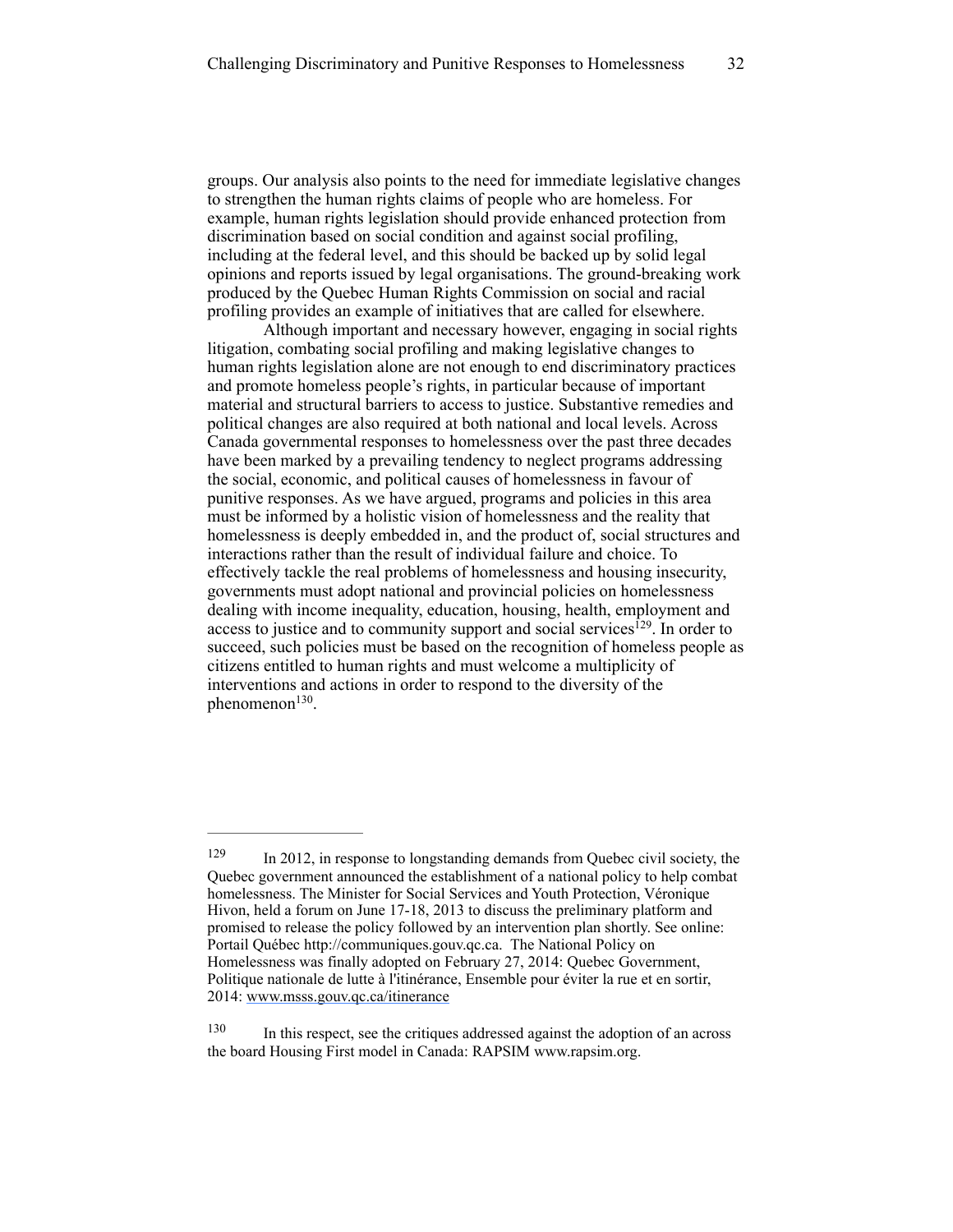groups. Our analysis also points to the need for immediate legislative changes to strengthen the human rights claims of people who are homeless. For example, human rights legislation should provide enhanced protection from discrimination based on social condition and against social profiling, including at the federal level, and this should be backed up by solid legal opinions and reports issued by legal organisations. The ground-breaking work produced by the Quebec Human Rights Commission on social and racial profiling provides an example of initiatives that are called for elsewhere.

Although important and necessary however, engaging in social rights litigation, combating social profiling and making legislative changes to human rights legislation alone are not enough to end discriminatory practices and promote homeless people's rights, in particular because of important material and structural barriers to access to justice. Substantive remedies and political changes are also required at both national and local levels. Across Canada governmental responses to homelessness over the past three decades have been marked by a prevailing tendency to neglect programs addressing the social, economic, and political causes of homelessness in favour of punitive responses. As we have argued, programs and policies in this area must be informed by a holistic vision of homelessness and the reality that homelessness is deeply embedded in, and the product of, social structures and interactions rather than the result of individual failure and choice. To effectively tackle the real problems of homelessness and housing insecurity, governments must adopt national and provincial policies on homelessness dealing with income inequality, education, housing, health, employment and access to justice and to community support and social services[129]. In order to succeed, such policies must be based on the recognition of homeless people as citizens entitled to human rights and must welcome a multiplicity of interventions and actions in order to respond to the diversity of the phenomenon[130].

---

[129] In 2012, in response to longstanding demands from Quebec civil society, the Quebec government announced the establishment of a national policy to help combat homelessness. The Minister for Social Services and Youth Protection, Véronique Hivon, held a forum on June 17-18, 2013 to discuss the preliminary platform and promised to release the policy followed by an intervention plan shortly. See online: Portail Québec http://communiques.gouv.qc.ca. The National Policy on Homelessness was finally adopted on February 27, 2014: Quebec Government, Politique nationale de lutte à l'itinérance, Ensemble pour éviter la rue et en sortir, 2014: www.msss.gouv.qc.ca/itinerance

[130] In this respect, see the critiques addressed against the adoption of an across the board Housing First model in Canada: RAPSIM www.rapsim.org.